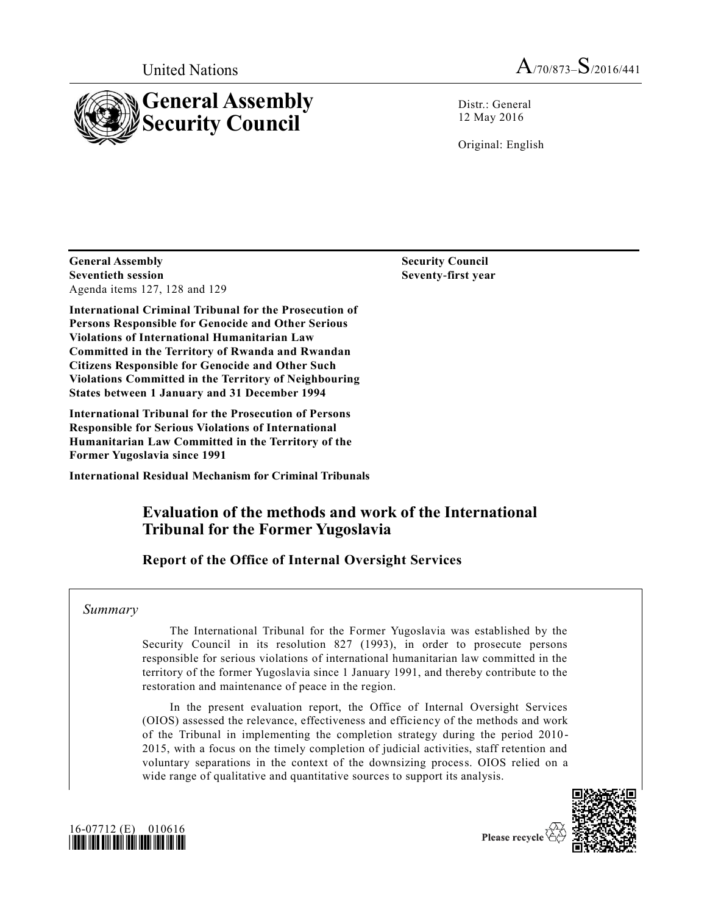United Nations

A/70/873–S/2016/441

# General Assembly Security Council

Distr.: General
12 May 2016

Original: English

**General Assembly**
**Seventieth session**
Agenda items 127, 128 and 129

**Security Council**
**Seventy-first year**

**International Criminal Tribunal for the Prosecution of Persons Responsible for Genocide and Other Serious Violations of International Humanitarian Law Committed in the Territory of Rwanda and Rwandan Citizens Responsible for Genocide and Other Such Violations Committed in the Territory of Neighbouring States between 1 January and 31 December 1994**

**International Tribunal for the Prosecution of Persons Responsible for Serious Violations of International Humanitarian Law Committed in the Territory of the Former Yugoslavia since 1991**

**International Residual Mechanism for Criminal Tribunals**

## Evaluation of the methods and work of the International Tribunal for the Former Yugoslavia

### Report of the Office of Internal Oversight Services

*Summary*

The International Tribunal for the Former Yugoslavia was established by the Security Council in its resolution 827 (1993), in order to prosecute persons responsible for serious violations of international humanitarian law committed in the territory of the former Yugoslavia since 1 January 1991, and thereby contribute to the restoration and maintenance of peace in the region.

In the present evaluation report, the Office of Internal Oversight Services (OIOS) assessed the relevance, effectiveness and efficiency of the methods and work of the Tribunal in implementing the completion strategy during the period 2010-2015, with a focus on the timely completion of judicial activities, staff retention and voluntary separations in the context of the downsizing process. OIOS relied on a wide range of qualitative and quantitative sources to support its analysis.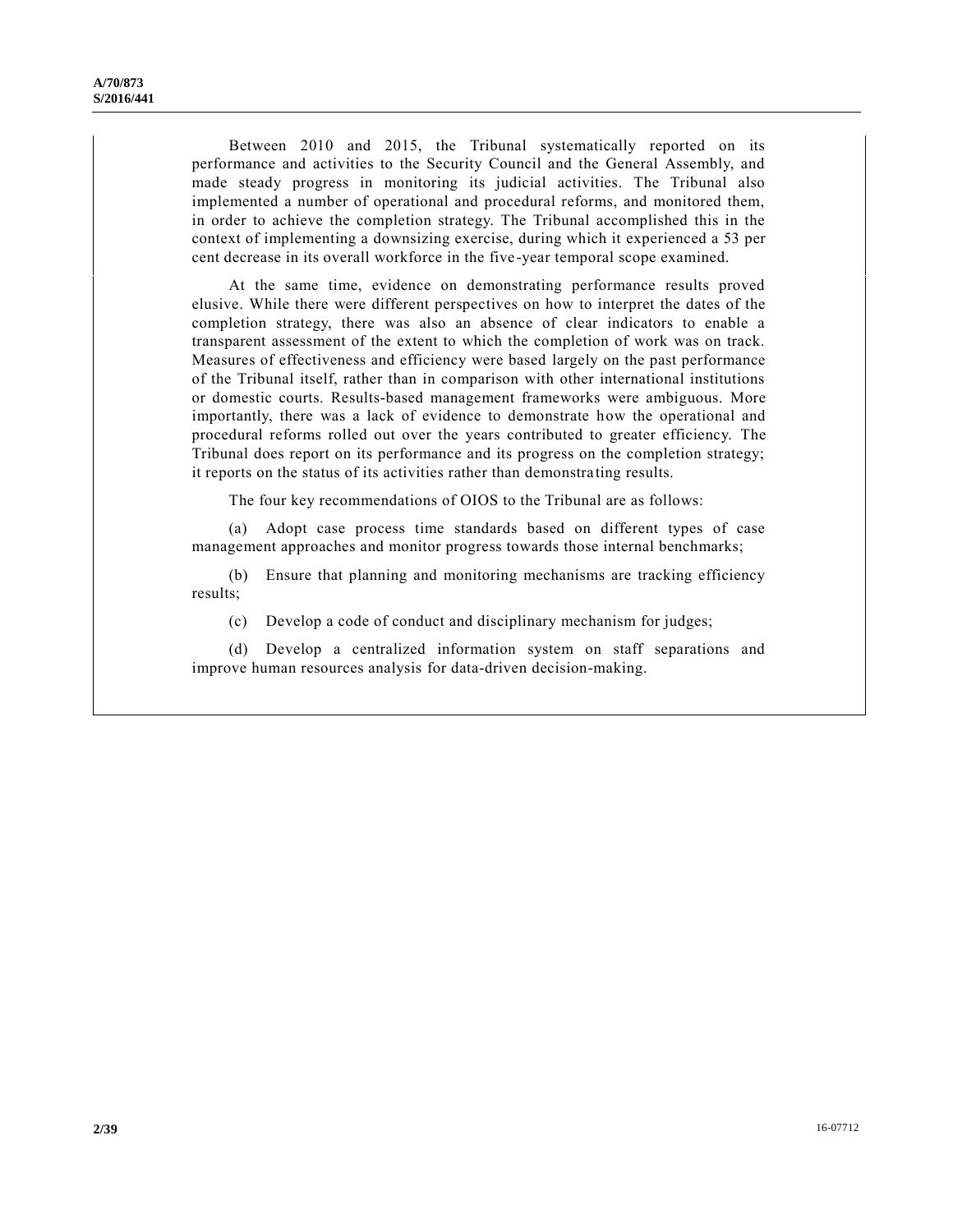Between 2010 and 2015, the Tribunal systematically reported on its performance and activities to the Security Council and the General Assembly, and made steady progress in monitoring its judicial activities. The Tribunal also implemented a number of operational and procedural reforms, and monitored them, in order to achieve the completion strategy. The Tribunal accomplished this in the context of implementing a downsizing exercise, during which it experienced a 53 per cent decrease in its overall workforce in the five-year temporal scope examined.

At the same time, evidence on demonstrating performance results proved elusive. While there were different perspectives on how to interpret the dates of the completion strategy, there was also an absence of clear indicators to enable a transparent assessment of the extent to which the completion of work was on track. Measures of effectiveness and efficiency were based largely on the past performance of the Tribunal itself, rather than in comparison with other international institutions or domestic courts. Results-based management frameworks were ambiguous. More importantly, there was a lack of evidence to demonstrate how the operational and procedural reforms rolled out over the years contributed to greater efficiency. The Tribunal does report on its performance and its progress on the completion strategy; it reports on the status of its activities rather than demonstrating results.

The four key recommendations of OIOS to the Tribunal are as follows:

(a) Adopt case process time standards based on different types of case management approaches and monitor progress towards those internal benchmarks;

(b) Ensure that planning and monitoring mechanisms are tracking efficiency results;

(c) Develop a code of conduct and disciplinary mechanism for judges;

(d) Develop a centralized information system on staff separations and improve human resources analysis for data-driven decision-making.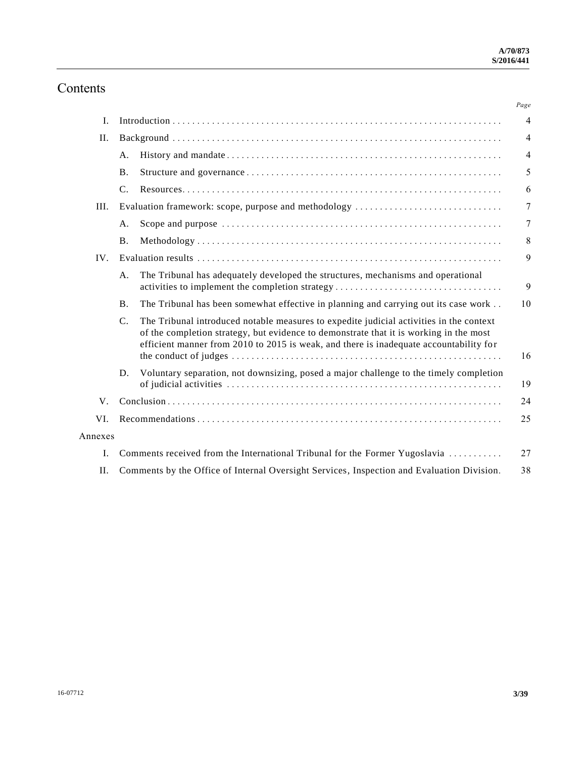# Contents

| | | Page |
|---|---|---|
| I. | Introduction | 4 |
| II. | Background | 4 |
| | A. History and mandate | 4 |
| | B. Structure and governance | 5 |
| | C. Resources | 6 |
| III. | Evaluation framework: scope, purpose and methodology | 7 |
| | A. Scope and purpose | 7 |
| | B. Methodology | 8 |
| IV. | Evaluation results | 9 |
| | A. The Tribunal has adequately developed the structures, mechanisms and operational activities to implement the completion strategy | 9 |
| | B. The Tribunal has been somewhat effective in planning and carrying out its case work | 10 |
| | C. The Tribunal introduced notable measures to expedite judicial activities in the context of the completion strategy, but evidence to demonstrate that it is working in the most efficient manner from 2010 to 2015 is weak, and there is inadequate accountability for the conduct of judges | 16 |
| | D. Voluntary separation, not downsizing, posed a major challenge to the timely completion of judicial activities | 19 |
| V. | Conclusion | 24 |
| VI. | Recommendations | 25 |
| Annexes | | |
| I. | Comments received from the International Tribunal for the Former Yugoslavia | 27 |
| II. | Comments by the Office of Internal Oversight Services, Inspection and Evaluation Division | 38 |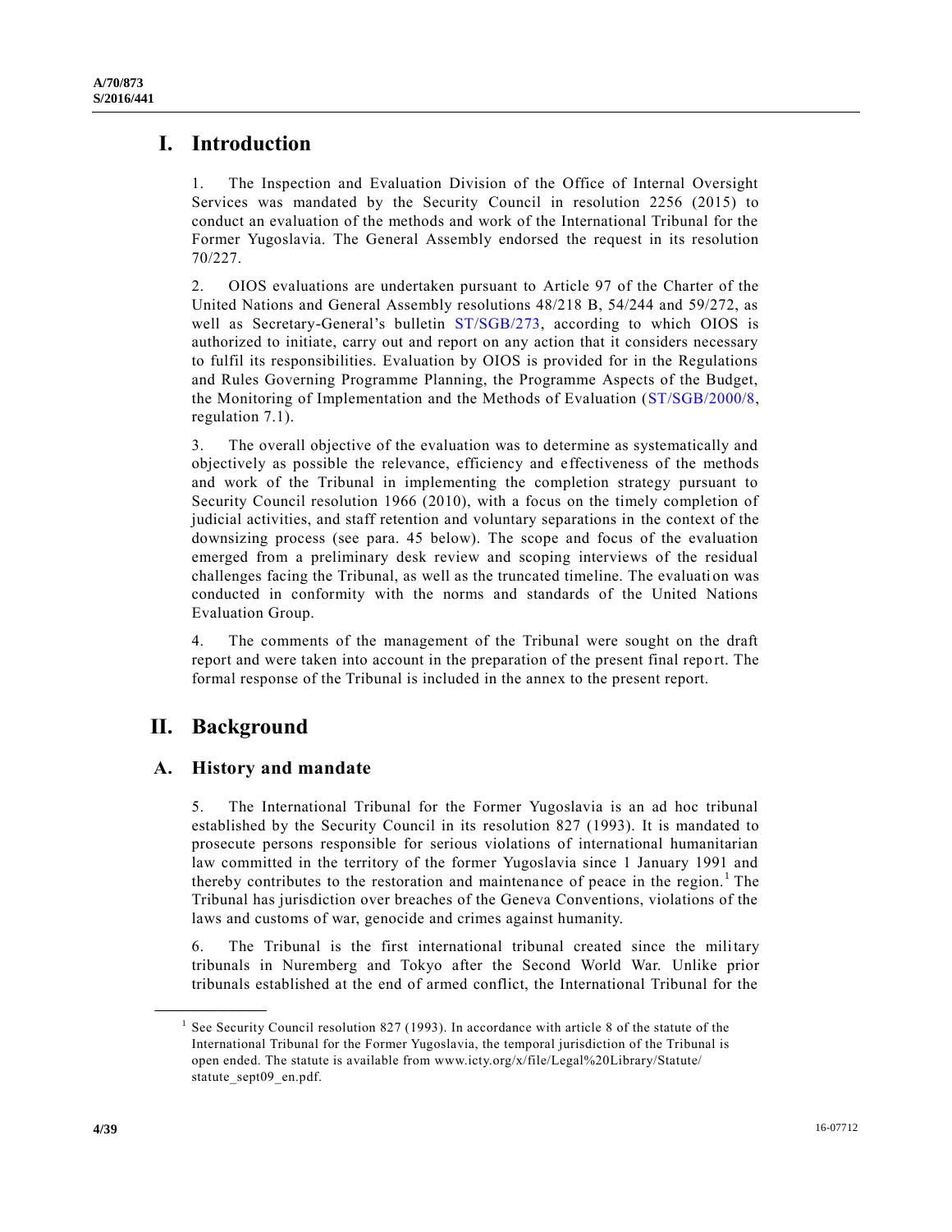# I. Introduction

1. The Inspection and Evaluation Division of the Office of Internal Oversight Services was mandated by the Security Council in resolution 2256 (2015) to conduct an evaluation of the methods and work of the International Tribunal for the Former Yugoslavia. The General Assembly endorsed the request in its resolution 70/227.

2. OIOS evaluations are undertaken pursuant to Article 97 of the Charter of the United Nations and General Assembly resolutions 48/218 B, 54/244 and 59/272, as well as Secretary-General's bulletin ST/SGB/273, according to which OIOS is authorized to initiate, carry out and report on any action that it considers necessary to fulfil its responsibilities. Evaluation by OIOS is provided for in the Regulations and Rules Governing Programme Planning, the Programme Aspects of the Budget, the Monitoring of Implementation and the Methods of Evaluation (ST/SGB/2000/8, regulation 7.1).

3. The overall objective of the evaluation was to determine as systematically and objectively as possible the relevance, efficiency and effectiveness of the methods and work of the Tribunal in implementing the completion strategy pursuant to Security Council resolution 1966 (2010), with a focus on the timely completion of judicial activities, and staff retention and voluntary separations in the context of the downsizing process (see para. 45 below). The scope and focus of the evaluation emerged from a preliminary desk review and scoping interviews of the residual challenges facing the Tribunal, as well as the truncated timeline. The evaluation was conducted in conformity with the norms and standards of the United Nations Evaluation Group.

4. The comments of the management of the Tribunal were sought on the draft report and were taken into account in the preparation of the present final report. The formal response of the Tribunal is included in the annex to the present report.

# II. Background

## A. History and mandate

5. The International Tribunal for the Former Yugoslavia is an ad hoc tribunal established by the Security Council in its resolution 827 (1993). It is mandated to prosecute persons responsible for serious violations of international humanitarian law committed in the territory of the former Yugoslavia since 1 January 1991 and thereby contributes to the restoration and maintenance of peace in the region.[1] The Tribunal has jurisdiction over breaches of the Geneva Conventions, violations of the laws and customs of war, genocide and crimes against humanity.

6. The Tribunal is the first international tribunal created since the military tribunals in Nuremberg and Tokyo after the Second World War. Unlike prior tribunals established at the end of armed conflict, the International Tribunal for the

---

[1] See Security Council resolution 827 (1993). In accordance with article 8 of the statute of the International Tribunal for the Former Yugoslavia, the temporal jurisdiction of the Tribunal is open ended. The statute is available from www.icty.org/x/file/Legal%20Library/Statute/statute_sept09_en.pdf.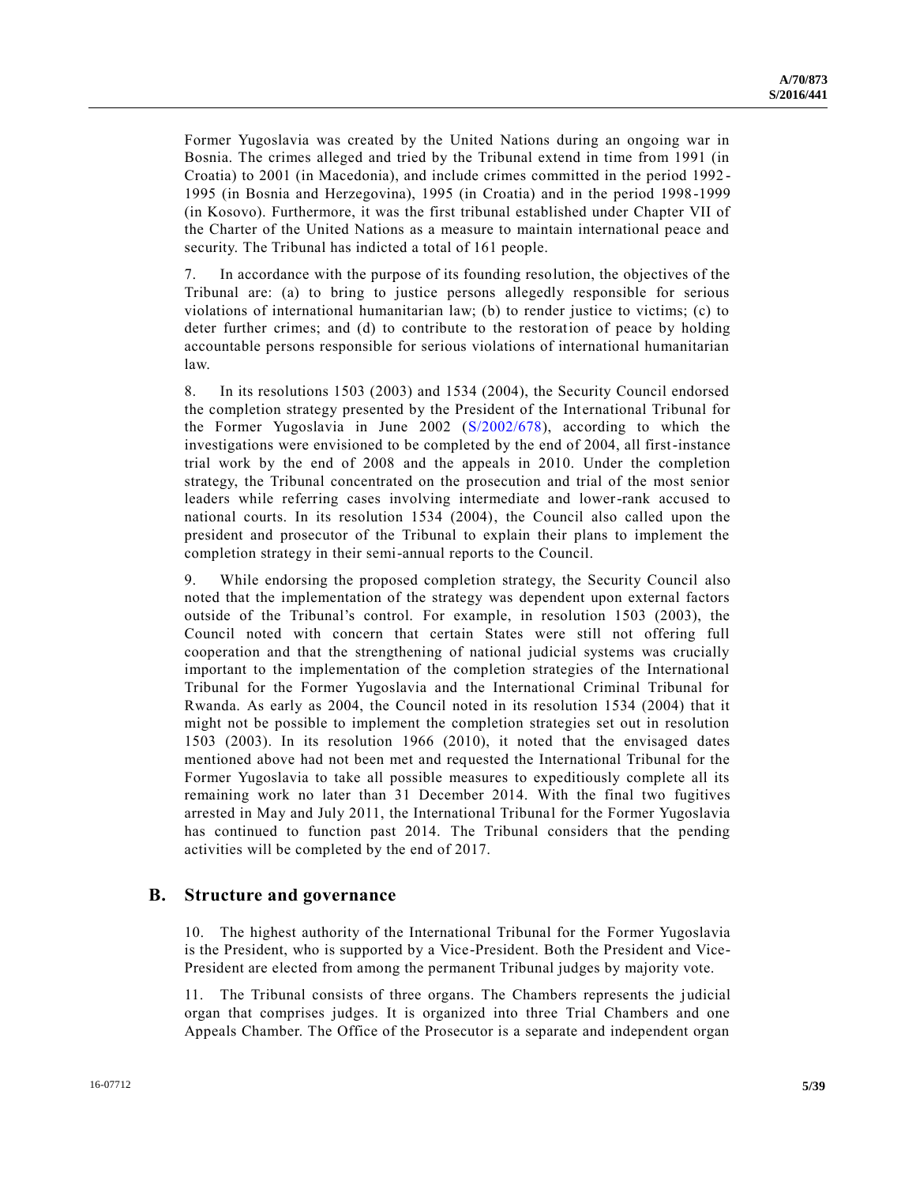Former Yugoslavia was created by the United Nations during an ongoing war in Bosnia. The crimes alleged and tried by the Tribunal extend in time from 1991 (in Croatia) to 2001 (in Macedonia), and include crimes committed in the period 1992-1995 (in Bosnia and Herzegovina), 1995 (in Croatia) and in the period 1998-1999 (in Kosovo). Furthermore, it was the first tribunal established under Chapter VII of the Charter of the United Nations as a measure to maintain international peace and security. The Tribunal has indicted a total of 161 people.

7. In accordance with the purpose of its founding resolution, the objectives of the Tribunal are: (a) to bring to justice persons allegedly responsible for serious violations of international humanitarian law; (b) to render justice to victims; (c) to deter further crimes; and (d) to contribute to the restoration of peace by holding accountable persons responsible for serious violations of international humanitarian law.

8. In its resolutions 1503 (2003) and 1534 (2004), the Security Council endorsed the completion strategy presented by the President of the International Tribunal for the Former Yugoslavia in June 2002 (S/2002/678), according to which the investigations were envisioned to be completed by the end of 2004, all first-instance trial work by the end of 2008 and the appeals in 2010. Under the completion strategy, the Tribunal concentrated on the prosecution and trial of the most senior leaders while referring cases involving intermediate and lower-rank accused to national courts. In its resolution 1534 (2004), the Council also called upon the president and prosecutor of the Tribunal to explain their plans to implement the completion strategy in their semi-annual reports to the Council.

9. While endorsing the proposed completion strategy, the Security Council also noted that the implementation of the strategy was dependent upon external factors outside of the Tribunal's control. For example, in resolution 1503 (2003), the Council noted with concern that certain States were still not offering full cooperation and that the strengthening of national judicial systems was crucially important to the implementation of the completion strategies of the International Tribunal for the Former Yugoslavia and the International Criminal Tribunal for Rwanda. As early as 2004, the Council noted in its resolution 1534 (2004) that it might not be possible to implement the completion strategies set out in resolution 1503 (2003). In its resolution 1966 (2010), it noted that the envisaged dates mentioned above had not been met and requested the International Tribunal for the Former Yugoslavia to take all possible measures to expeditiously complete all its remaining work no later than 31 December 2014. With the final two fugitives arrested in May and July 2011, the International Tribunal for the Former Yugoslavia has continued to function past 2014. The Tribunal considers that the pending activities will be completed by the end of 2017.

## B. Structure and governance

10. The highest authority of the International Tribunal for the Former Yugoslavia is the President, who is supported by a Vice-President. Both the President and Vice-President are elected from among the permanent Tribunal judges by majority vote.

11. The Tribunal consists of three organs. The Chambers represents the judicial organ that comprises judges. It is organized into three Trial Chambers and one Appeals Chamber. The Office of the Prosecutor is a separate and independent organ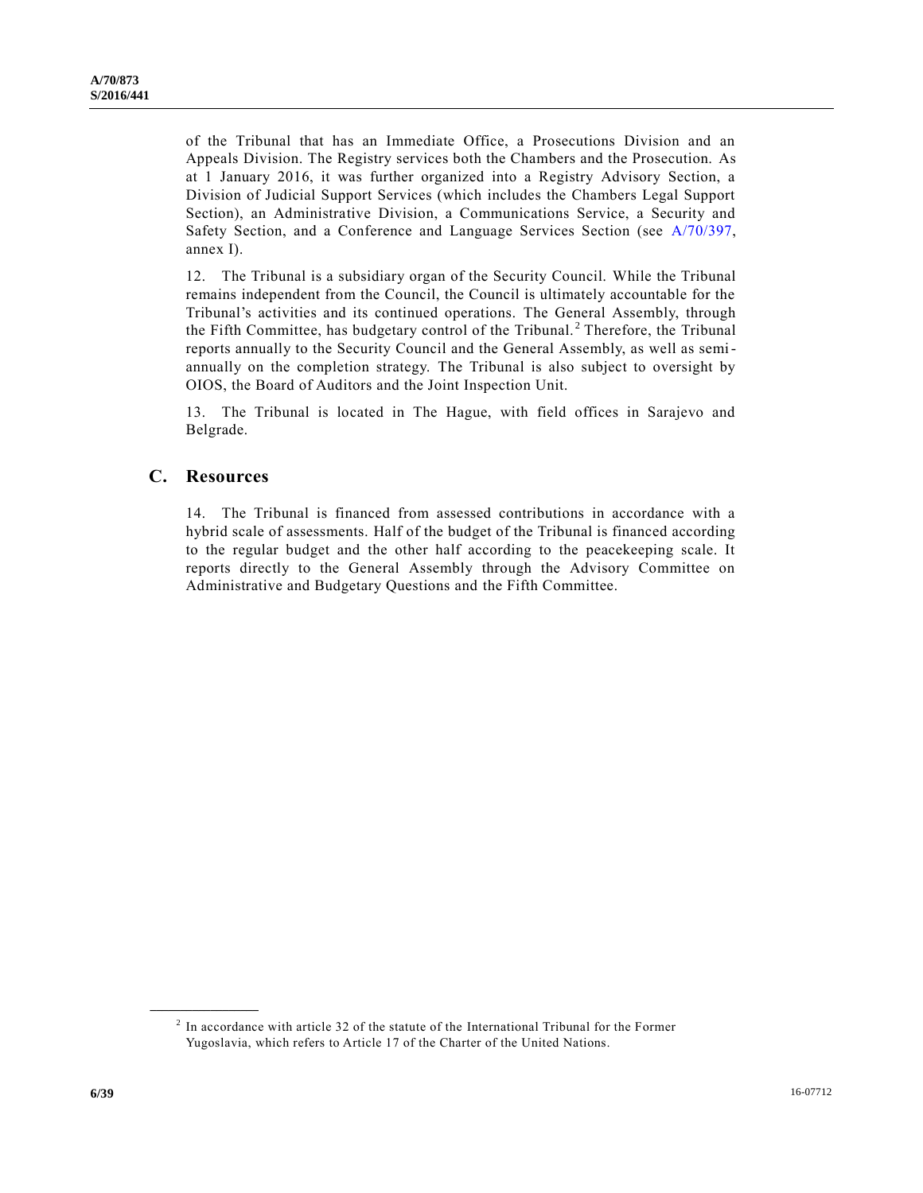of the Tribunal that has an Immediate Office, a Prosecutions Division and an Appeals Division. The Registry services both the Chambers and the Prosecution. As at 1 January 2016, it was further organized into a Registry Advisory Section, a Division of Judicial Support Services (which includes the Chambers Legal Support Section), an Administrative Division, a Communications Service, a Security and Safety Section, and a Conference and Language Services Section (see A/70/397, annex I).

12. The Tribunal is a subsidiary organ of the Security Council. While the Tribunal remains independent from the Council, the Council is ultimately accountable for the Tribunal's activities and its continued operations. The General Assembly, through the Fifth Committee, has budgetary control of the Tribunal.[2] Therefore, the Tribunal reports annually to the Security Council and the General Assembly, as well as semi-annually on the completion strategy. The Tribunal is also subject to oversight by OIOS, the Board of Auditors and the Joint Inspection Unit.

13. The Tribunal is located in The Hague, with field offices in Sarajevo and Belgrade.

## C. Resources

14. The Tribunal is financed from assessed contributions in accordance with a hybrid scale of assessments. Half of the budget of the Tribunal is financed according to the regular budget and the other half according to the peacekeeping scale. It reports directly to the General Assembly through the Advisory Committee on Administrative and Budgetary Questions and the Fifth Committee.

---

[2] In accordance with article 32 of the statute of the International Tribunal for the Former Yugoslavia, which refers to Article 17 of the Charter of the United Nations.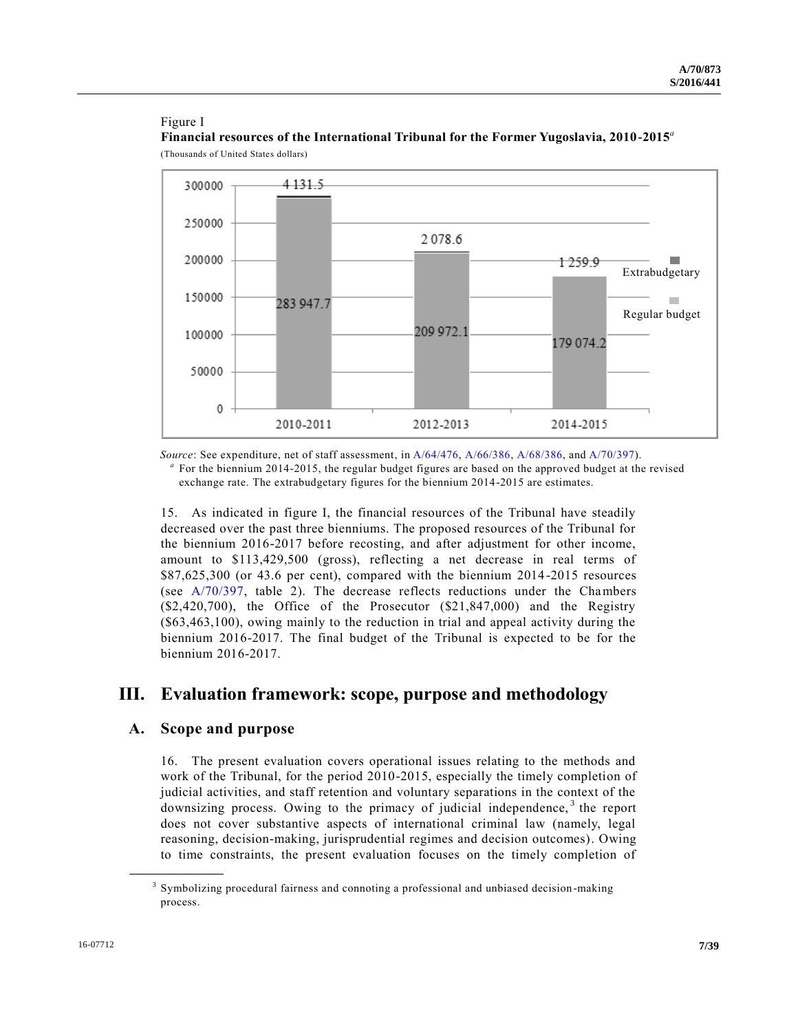Figure I

**Financial resources of the International Tribunal for the Former Yugoslavia, 2010-2015**[a]

(Thousands of United States dollars)

| | 2010-2011 | 2012-2013 | 2014-2015 |
|---|---|---|---|
| Regular budget | 283 947.7 | 209 972.1 | 179 074.2 |
| Extrabudgetary | 4 131.5 | 2 078.6 | 1 259.9 |

*Source*: See expenditure, net of staff assessment, in A/64/476, A/66/386, A/68/386, and A/70/397).

[a] For the biennium 2014-2015, the regular budget figures are based on the approved budget at the revised exchange rate. The extrabudgetary figures for the biennium 2014-2015 are estimates.

15. As indicated in figure I, the financial resources of the Tribunal have steadily decreased over the past three bienniums. The proposed resources of the Tribunal for the biennium 2016-2017 before recosting, and after adjustment for other income, amount to $113,429,500 (gross), reflecting a net decrease in real terms of $87,625,300 (or 43.6 per cent), compared with the biennium 2014-2015 resources (see A/70/397, table 2). The decrease reflects reductions under the Chambers ($2,420,700), the Office of the Prosecutor ($21,847,000) and the Registry ($63,463,100), owing mainly to the reduction in trial and appeal activity during the biennium 2016-2017. The final budget of the Tribunal is expected to be for the biennium 2016-2017.

# III. Evaluation framework: scope, purpose and methodology

## A. Scope and purpose

16. The present evaluation covers operational issues relating to the methods and work of the Tribunal, for the period 2010-2015, especially the timely completion of judicial activities, and staff retention and voluntary separations in the context of the downsizing process. Owing to the primacy of judicial independence,[3] the report does not cover substantive aspects of international criminal law (namely, legal reasoning, decision-making, jurisprudential regimes and decision outcomes). Owing to time constraints, the present evaluation focuses on the timely completion of

[3] Symbolizing procedural fairness and connoting a professional and unbiased decision-making process.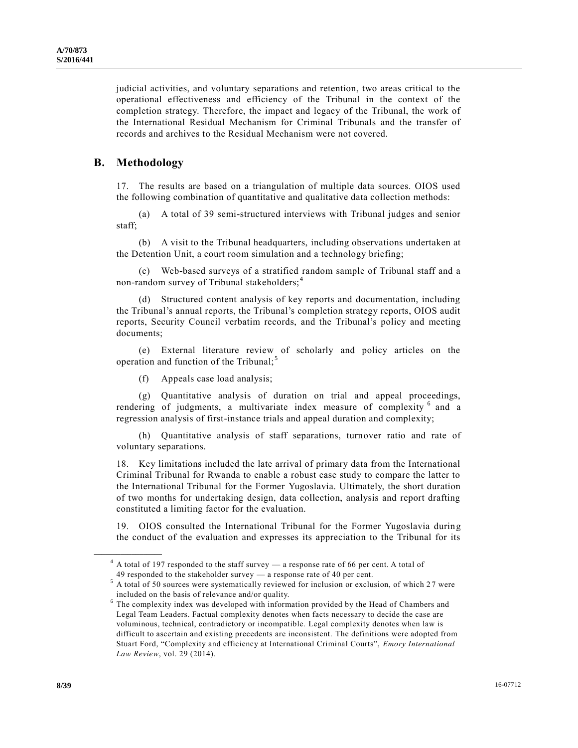judicial activities, and voluntary separations and retention, two areas critical to the operational effectiveness and efficiency of the Tribunal in the context of the completion strategy. Therefore, the impact and legacy of the Tribunal, the work of the International Residual Mechanism for Criminal Tribunals and the transfer of records and archives to the Residual Mechanism were not covered.

## B. Methodology

17. The results are based on a triangulation of multiple data sources. OIOS used the following combination of quantitative and qualitative data collection methods:

(a) A total of 39 semi-structured interviews with Tribunal judges and senior staff;

(b) A visit to the Tribunal headquarters, including observations undertaken at the Detention Unit, a court room simulation and a technology briefing;

(c) Web-based surveys of a stratified random sample of Tribunal staff and a non-random survey of Tribunal stakeholders;[4]

(d) Structured content analysis of key reports and documentation, including the Tribunal's annual reports, the Tribunal's completion strategy reports, OIOS audit reports, Security Council verbatim records, and the Tribunal's policy and meeting documents;

(e) External literature review of scholarly and policy articles on the operation and function of the Tribunal;[5]

(f) Appeals case load analysis;

(g) Quantitative analysis of duration on trial and appeal proceedings, rendering of judgments, a multivariate index measure of complexity[6] and a regression analysis of first-instance trials and appeal duration and complexity;

(h) Quantitative analysis of staff separations, turnover ratio and rate of voluntary separations.

18. Key limitations included the late arrival of primary data from the International Criminal Tribunal for Rwanda to enable a robust case study to compare the latter to the International Tribunal for the Former Yugoslavia. Ultimately, the short duration of two months for undertaking design, data collection, analysis and report drafting constituted a limiting factor for the evaluation.

19. OIOS consulted the International Tribunal for the Former Yugoslavia during the conduct of the evaluation and expresses its appreciation to the Tribunal for its

---

[4] A total of 197 responded to the staff survey — a response rate of 66 per cent. A total of 49 responded to the stakeholder survey — a response rate of 40 per cent.

[5] A total of 50 sources were systematically reviewed for inclusion or exclusion, of which 27 were included on the basis of relevance and/or quality.

[6] The complexity index was developed with information provided by the Head of Chambers and Legal Team Leaders. Factual complexity denotes when facts necessary to decide the case are voluminous, technical, contradictory or incompatible. Legal complexity denotes when law is difficult to ascertain and existing precedents are inconsistent. The definitions were adopted from Stuart Ford, "Complexity and efficiency at International Criminal Courts", *Emory International Law Review*, vol. 29 (2014).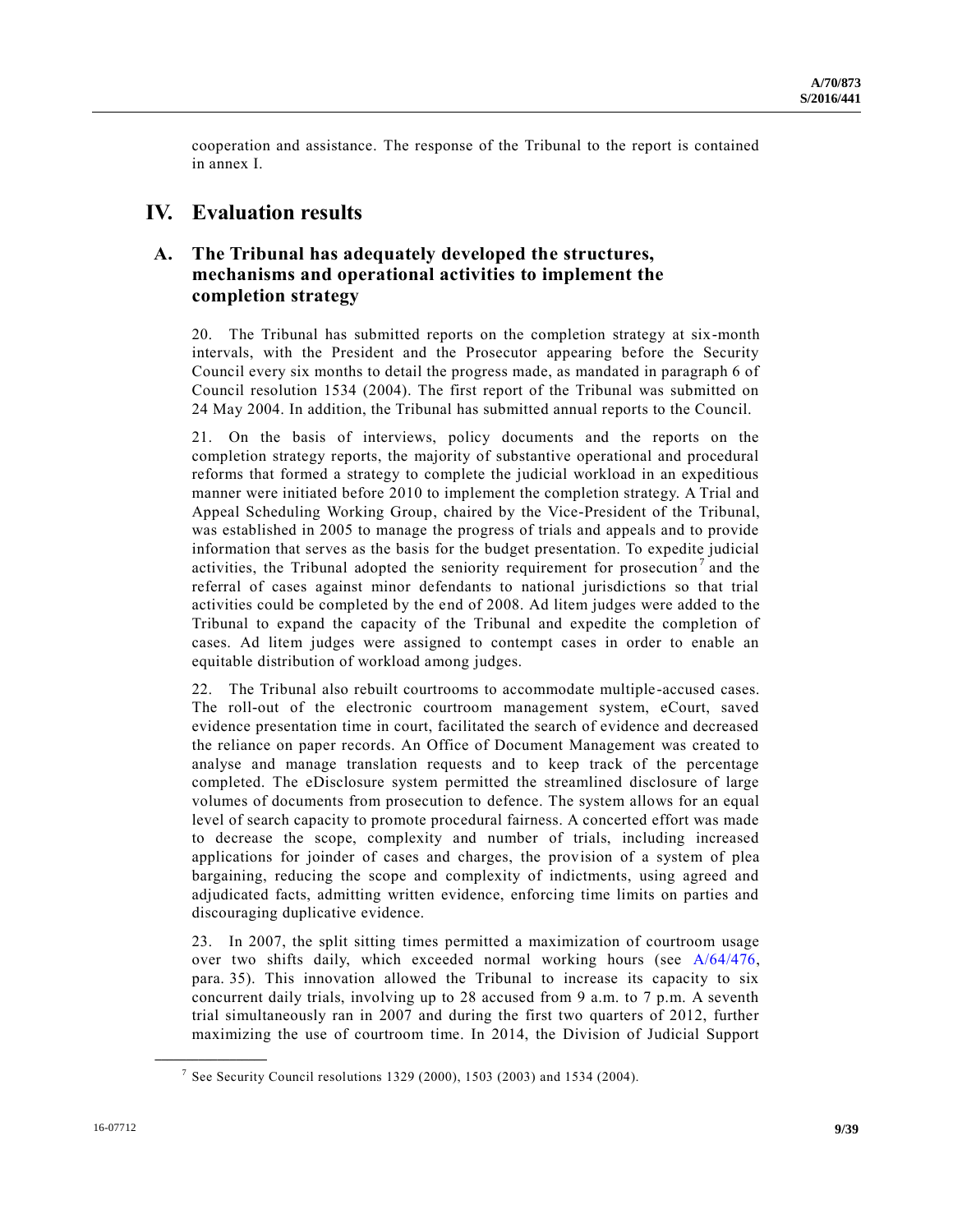cooperation and assistance. The response of the Tribunal to the report is contained in annex I.

# IV. Evaluation results

## A. The Tribunal has adequately developed the structures, mechanisms and operational activities to implement the completion strategy

20. The Tribunal has submitted reports on the completion strategy at six-month intervals, with the President and the Prosecutor appearing before the Security Council every six months to detail the progress made, as mandated in paragraph 6 of Council resolution 1534 (2004). The first report of the Tribunal was submitted on 24 May 2004. In addition, the Tribunal has submitted annual reports to the Council.

21. On the basis of interviews, policy documents and the reports on the completion strategy reports, the majority of substantive operational and procedural reforms that formed a strategy to complete the judicial workload in an expeditious manner were initiated before 2010 to implement the completion strategy. A Trial and Appeal Scheduling Working Group, chaired by the Vice-President of the Tribunal, was established in 2005 to manage the progress of trials and appeals and to provide information that serves as the basis for the budget presentation. To expedite judicial activities, the Tribunal adopted the seniority requirement for prosecution[7] and the referral of cases against minor defendants to national jurisdictions so that trial activities could be completed by the end of 2008. Ad litem judges were added to the Tribunal to expand the capacity of the Tribunal and expedite the completion of cases. Ad litem judges were assigned to contempt cases in order to enable an equitable distribution of workload among judges.

22. The Tribunal also rebuilt courtrooms to accommodate multiple-accused cases. The roll-out of the electronic courtroom management system, eCourt, saved evidence presentation time in court, facilitated the search of evidence and decreased the reliance on paper records. An Office of Document Management was created to analyse and manage translation requests and to keep track of the percentage completed. The eDisclosure system permitted the streamlined disclosure of large volumes of documents from prosecution to defence. The system allows for an equal level of search capacity to promote procedural fairness. A concerted effort was made to decrease the scope, complexity and number of trials, including increased applications for joinder of cases and charges, the provision of a system of plea bargaining, reducing the scope and complexity of indictments, using agreed and adjudicated facts, admitting written evidence, enforcing time limits on parties and discouraging duplicative evidence.

23. In 2007, the split sitting times permitted a maximization of courtroom usage over two shifts daily, which exceeded normal working hours (see A/64/476, para. 35). This innovation allowed the Tribunal to increase its capacity to six concurrent daily trials, involving up to 28 accused from 9 a.m. to 7 p.m. A seventh trial simultaneously ran in 2007 and during the first two quarters of 2012, further maximizing the use of courtroom time. In 2014, the Division of Judicial Support

---

[7] See Security Council resolutions 1329 (2000), 1503 (2003) and 1534 (2004).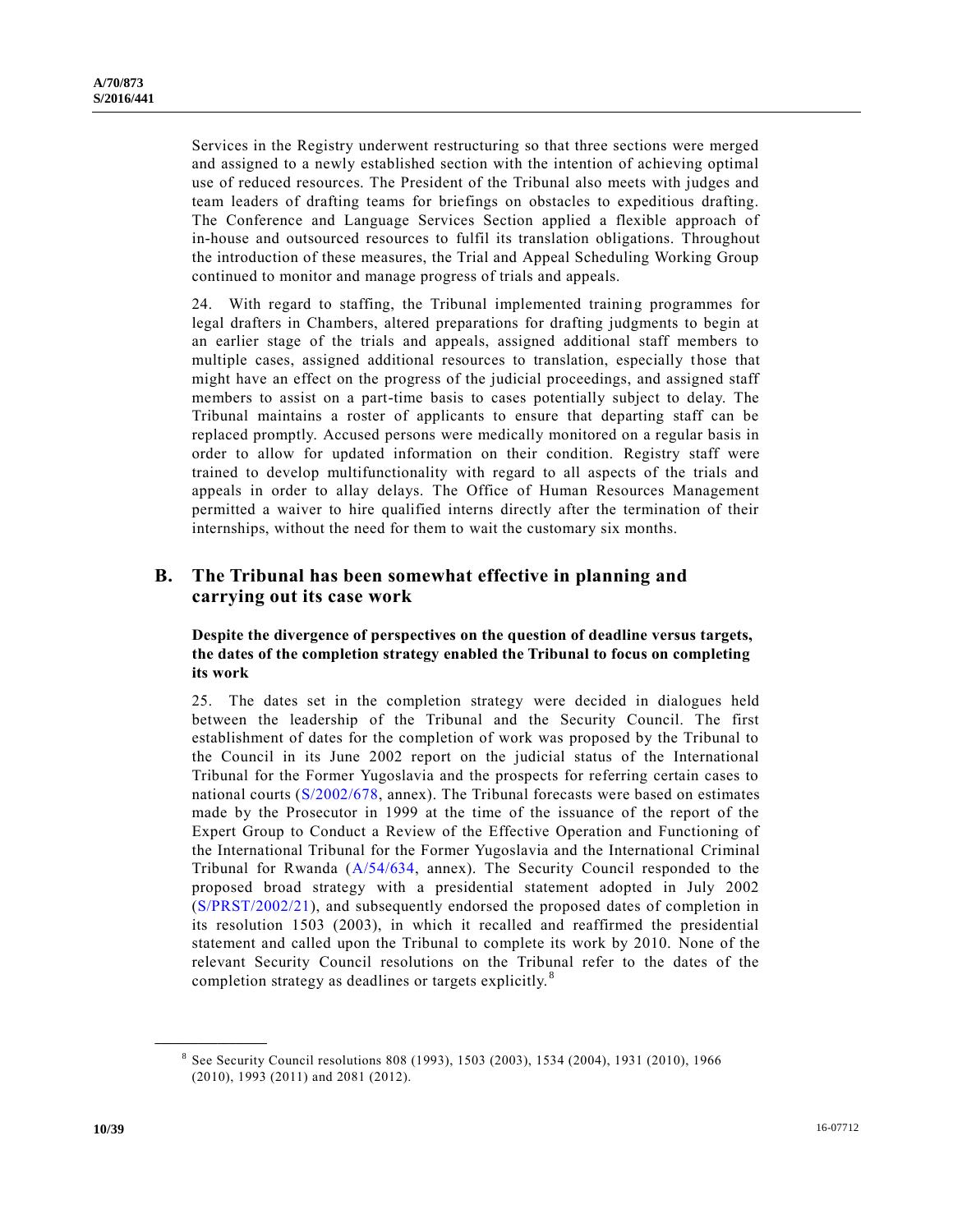Services in the Registry underwent restructuring so that three sections were merged and assigned to a newly established section with the intention of achieving optimal use of reduced resources. The President of the Tribunal also meets with judges and team leaders of drafting teams for briefings on obstacles to expeditious drafting. The Conference and Language Services Section applied a flexible approach of in-house and outsourced resources to fulfil its translation obligations. Throughout the introduction of these measures, the Trial and Appeal Scheduling Working Group continued to monitor and manage progress of trials and appeals.

24. With regard to staffing, the Tribunal implemented training programmes for legal drafters in Chambers, altered preparations for drafting judgments to begin at an earlier stage of the trials and appeals, assigned additional staff members to multiple cases, assigned additional resources to translation, especially those that might have an effect on the progress of the judicial proceedings, and assigned staff members to assist on a part-time basis to cases potentially subject to delay. The Tribunal maintains a roster of applicants to ensure that departing staff can be replaced promptly. Accused persons were medically monitored on a regular basis in order to allow for updated information on their condition. Registry staff were trained to develop multifunctionality with regard to all aspects of the trials and appeals in order to allay delays. The Office of Human Resources Management permitted a waiver to hire qualified interns directly after the termination of their internships, without the need for them to wait the customary six months.

## B. The Tribunal has been somewhat effective in planning and carrying out its case work

### Despite the divergence of perspectives on the question of deadline versus targets, the dates of the completion strategy enabled the Tribunal to focus on completing its work

25. The dates set in the completion strategy were decided in dialogues held between the leadership of the Tribunal and the Security Council. The first establishment of dates for the completion of work was proposed by the Tribunal to the Council in its June 2002 report on the judicial status of the International Tribunal for the Former Yugoslavia and the prospects for referring certain cases to national courts (S/2002/678, annex). The Tribunal forecasts were based on estimates made by the Prosecutor in 1999 at the time of the issuance of the report of the Expert Group to Conduct a Review of the Effective Operation and Functioning of the International Tribunal for the Former Yugoslavia and the International Criminal Tribunal for Rwanda (A/54/634, annex). The Security Council responded to the proposed broad strategy with a presidential statement adopted in July 2002 (S/PRST/2002/21), and subsequently endorsed the proposed dates of completion in its resolution 1503 (2003), in which it recalled and reaffirmed the presidential statement and called upon the Tribunal to complete its work by 2010. None of the relevant Security Council resolutions on the Tribunal refer to the dates of the completion strategy as deadlines or targets explicitly.[8]

---

[8] See Security Council resolutions 808 (1993), 1503 (2003), 1534 (2004), 1931 (2010), 1966 (2010), 1993 (2011) and 2081 (2012).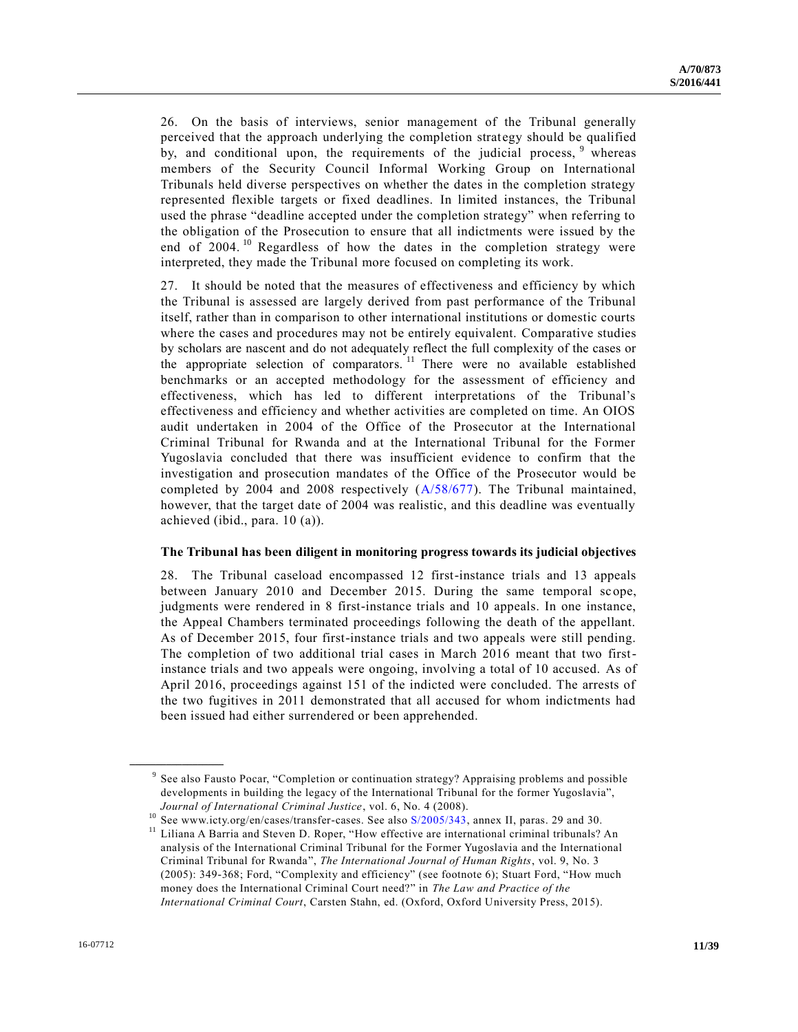26. On the basis of interviews, senior management of the Tribunal generally perceived that the approach underlying the completion strategy should be qualified by, and conditional upon, the requirements of the judicial process, [9] whereas members of the Security Council Informal Working Group on International Tribunals held diverse perspectives on whether the dates in the completion strategy represented flexible targets or fixed deadlines. In limited instances, the Tribunal used the phrase "deadline accepted under the completion strategy" when referring to the obligation of the Prosecution to ensure that all indictments were issued by the end of 2004. [10] Regardless of how the dates in the completion strategy were interpreted, they made the Tribunal more focused on completing its work.

27. It should be noted that the measures of effectiveness and efficiency by which the Tribunal is assessed are largely derived from past performance of the Tribunal itself, rather than in comparison to other international institutions or domestic courts where the cases and procedures may not be entirely equivalent. Comparative studies by scholars are nascent and do not adequately reflect the full complexity of the cases or the appropriate selection of comparators. [11] There were no available established benchmarks or an accepted methodology for the assessment of efficiency and effectiveness, which has led to different interpretations of the Tribunal's effectiveness and efficiency and whether activities are completed on time. An OIOS audit undertaken in 2004 of the Office of the Prosecutor at the International Criminal Tribunal for Rwanda and at the International Tribunal for the Former Yugoslavia concluded that there was insufficient evidence to confirm that the investigation and prosecution mandates of the Office of the Prosecutor would be completed by 2004 and 2008 respectively (A/58/677). The Tribunal maintained, however, that the target date of 2004 was realistic, and this deadline was eventually achieved (ibid., para. 10 (a)).

**The Tribunal has been diligent in monitoring progress towards its judicial objectives**

28. The Tribunal caseload encompassed 12 first-instance trials and 13 appeals between January 2010 and December 2015. During the same temporal scope, judgments were rendered in 8 first-instance trials and 10 appeals. In one instance, the Appeal Chambers terminated proceedings following the death of the appellant. As of December 2015, four first-instance trials and two appeals were still pending. The completion of two additional trial cases in March 2016 meant that two first-instance trials and two appeals were ongoing, involving a total of 10 accused. As of April 2016, proceedings against 151 of the indicted were concluded. The arrests of the two fugitives in 2011 demonstrated that all accused for whom indictments had been issued had either surrendered or been apprehended.

---

[9] See also Fausto Pocar, "Completion or continuation strategy? Appraising problems and possible developments in building the legacy of the International Tribunal for the former Yugoslavia", *Journal of International Criminal Justice*, vol. 6, No. 4 (2008).

[10] See www.icty.org/en/cases/transfer-cases. See also S/2005/343, annex II, paras. 29 and 30.

[11] Liliana A Barria and Steven D. Roper, "How effective are international criminal tribunals? An analysis of the International Criminal Tribunal for the Former Yugoslavia and the International Criminal Tribunal for Rwanda", *The International Journal of Human Rights*, vol. 9, No. 3 (2005): 349-368; Ford, "Complexity and efficiency" (see footnote 6); Stuart Ford, "How much money does the International Criminal Court need?" in *The Law and Practice of the International Criminal Court*, Carsten Stahn, ed. (Oxford, Oxford University Press, 2015).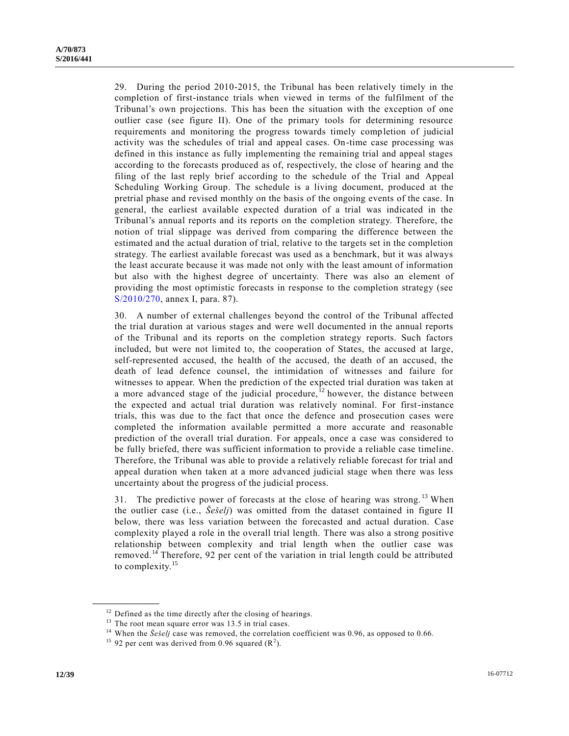29. During the period 2010-2015, the Tribunal has been relatively timely in the completion of first-instance trials when viewed in terms of the fulfilment of the Tribunal's own projections. This has been the situation with the exception of one outlier case (see figure II). One of the primary tools for determining resource requirements and monitoring the progress towards timely completion of judicial activity was the schedules of trial and appeal cases. On-time case processing was defined in this instance as fully implementing the remaining trial and appeal stages according to the forecasts produced as of, respectively, the close of hearing and the filing of the last reply brief according to the schedule of the Trial and Appeal Scheduling Working Group. The schedule is a living document, produced at the pretrial phase and revised monthly on the basis of the ongoing events of the case. In general, the earliest available expected duration of a trial was indicated in the Tribunal's annual reports and its reports on the completion strategy. Therefore, the notion of trial slippage was derived from comparing the difference between the estimated and the actual duration of trial, relative to the targets set in the completion strategy. The earliest available forecast was used as a benchmark, but it was always the least accurate because it was made not only with the least amount of information but also with the highest degree of uncertainty. There was also an element of providing the most optimistic forecasts in response to the completion strategy (see S/2010/270, annex I, para. 87).

30. A number of external challenges beyond the control of the Tribunal affected the trial duration at various stages and were well documented in the annual reports of the Tribunal and its reports on the completion strategy reports. Such factors included, but were not limited to, the cooperation of States, the accused at large, self-represented accused, the health of the accused, the death of an accused, the death of lead defence counsel, the intimidation of witnesses and failure for witnesses to appear. When the prediction of the expected trial duration was taken at a more advanced stage of the judicial procedure,[12] however, the distance between the expected and actual trial duration was relatively nominal. For first-instance trials, this was due to the fact that once the defence and prosecution cases were completed the information available permitted a more accurate and reasonable prediction of the overall trial duration. For appeals, once a case was considered to be fully briefed, there was sufficient information to provide a reliable case timeline. Therefore, the Tribunal was able to provide a relatively reliable forecast for trial and appeal duration when taken at a more advanced judicial stage when there was less uncertainty about the progress of the judicial process.

31. The predictive power of forecasts at the close of hearing was strong.[13] When the outlier case (i.e., *Šešelj*) was omitted from the dataset contained in figure II below, there was less variation between the forecasted and actual duration. Case complexity played a role in the overall trial length. There was also a strong positive relationship between complexity and trial length when the outlier case was removed.[14] Therefore, 92 per cent of the variation in trial length could be attributed to complexity.[15]

---

[12] Defined as the time directly after the closing of hearings.

[13] The root mean square error was 13.5 in trial cases.

[14] When the *Šešelj* case was removed, the correlation coefficient was 0.96, as opposed to 0.66.

[15] 92 per cent was derived from 0.96 squared ($R^2$).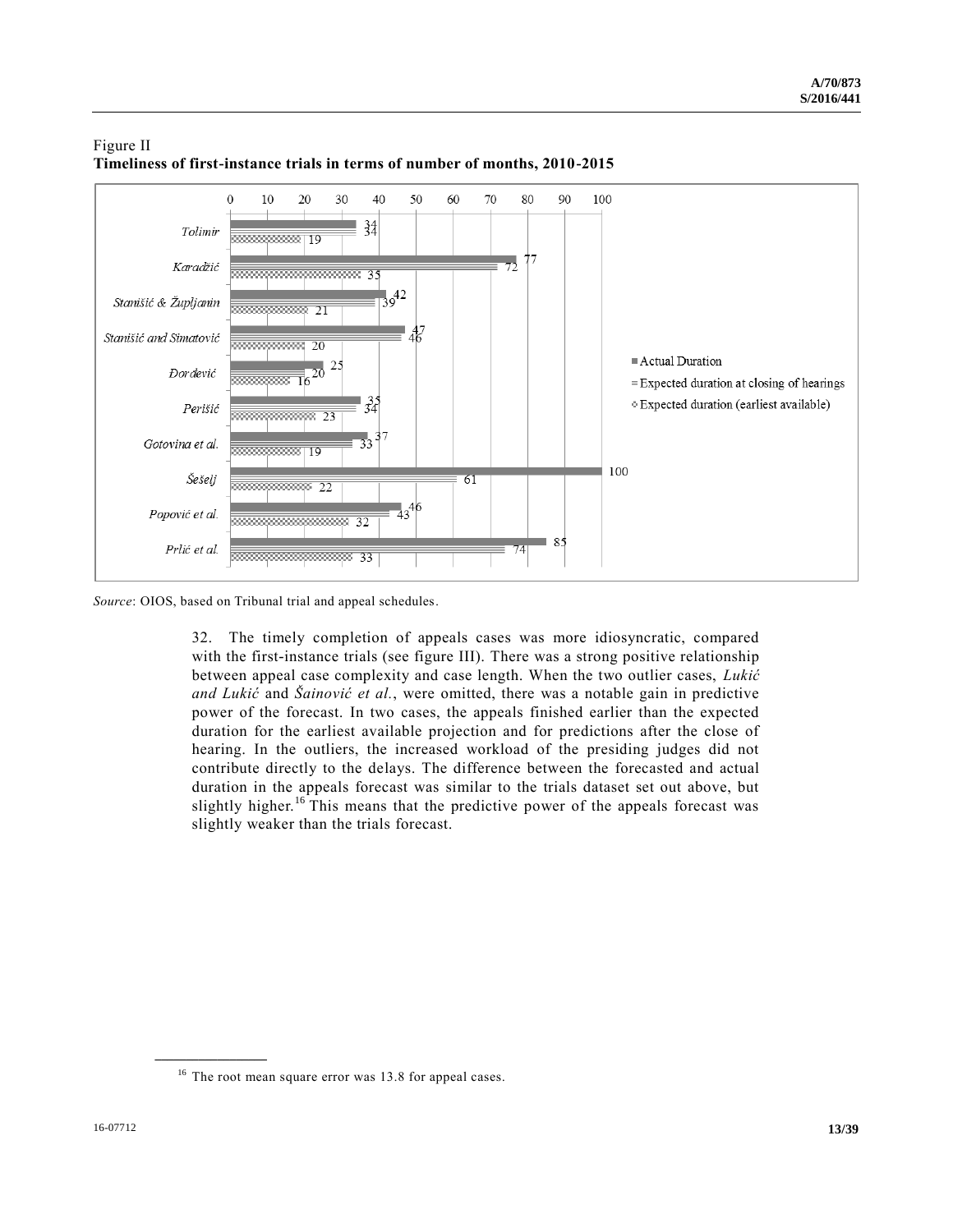Figure II
**Timeliness of first-instance trials in terms of number of months, 2010-2015**

| Case | Actual Duration | Expected duration at closing of hearings | Expected duration (earliest available) |
| --- | --- | --- | --- |
| *Tolimir* | 34 | 34 | 19 |
| *Karadžić* | 77 | 72 | 35 |
| *Stanišić & Župljanin* | 42 | 39 | 21 |
| *Stanišić and Simatović* | 47 | 46 | 20 |
| *Đorđević* | 25 | 20 | 16 |
| *Perišić* | 35 | 34 | 23 |
| *Gotovina et al.* | 37 | 33 | 19 |
| *Šešelj* | 100 | 61 | 22 |
| *Popović et al.* | 46 | 43 | 32 |
| *Prlić et al.* | 85 | 74 | 33 |

*Source*: OIOS, based on Tribunal trial and appeal schedules.

32. The timely completion of appeals cases was more idiosyncratic, compared with the first-instance trials (see figure III). There was a strong positive relationship between appeal case complexity and case length. When the two outlier cases, *Lukić and Lukić* and *Šainović et al.*, were omitted, there was a notable gain in predictive power of the forecast. In two cases, the appeals finished earlier than the expected duration for the earliest available projection and for predictions after the close of hearing. In the outliers, the increased workload of the presiding judges did not contribute directly to the delays. The difference between the forecasted and actual duration in the appeals forecast was similar to the trials dataset set out above, but slightly higher.[16] This means that the predictive power of the appeals forecast was slightly weaker than the trials forecast.

[16] The root mean square error was 13.8 for appeal cases.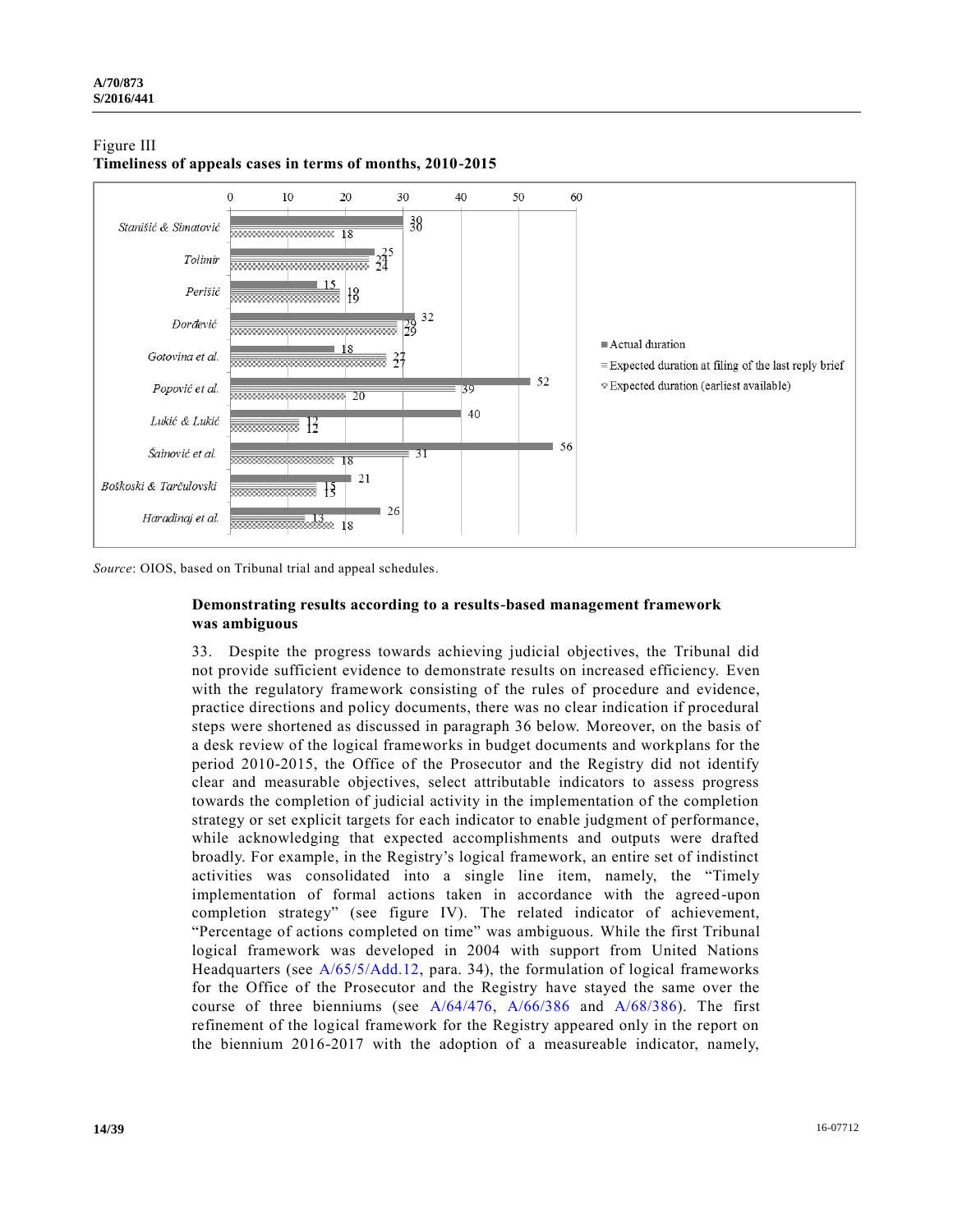Figure III
**Timeliness of appeals cases in terms of months, 2010-2015**

| Case | Actual duration | Expected duration at filing of the last reply brief | Expected duration (earliest available) |
|---|---|---|---|
| *Stanišić & Simatović* | 30 | 30 | 18 |
| *Tolimir* | 25 | 24 | 24 |
| *Perišić* | 15 | 19 | 19 |
| *Đorđević* | 32 | 29 | 29 |
| *Gotovina et al.* | 18 | 27 | 27 |
| *Popović et al.* | 52 | 39 | 20 |
| *Lukić & Lukić* | 40 | 12 | 12 |
| *Šainović et al.* | 56 | 31 | 18 |
| *Boškoski & Tarčulovski* | 21 | 15 | 15 |
| *Haradinaj et al.* | 26 | 13 | 18 |

*Source*: OIOS, based on Tribunal trial and appeal schedules.

### Demonstrating results according to a results-based management framework was ambiguous

33. Despite the progress towards achieving judicial objectives, the Tribunal did not provide sufficient evidence to demonstrate results on increased efficiency. Even with the regulatory framework consisting of the rules of procedure and evidence, practice directions and policy documents, there was no clear indication if procedural steps were shortened as discussed in paragraph 36 below. Moreover, on the basis of a desk review of the logical frameworks in budget documents and workplans for the period 2010-2015, the Office of the Prosecutor and the Registry did not identify clear and measurable objectives, select attributable indicators to assess progress towards the completion of judicial activity in the implementation of the completion strategy or set explicit targets for each indicator to enable judgment of performance, while acknowledging that expected accomplishments and outputs were drafted broadly. For example, in the Registry's logical framework, an entire set of indistinct activities was consolidated into a single line item, namely, the "Timely implementation of formal actions taken in accordance with the agreed-upon completion strategy" (see figure IV). The related indicator of achievement, "Percentage of actions completed on time" was ambiguous. While the first Tribunal logical framework was developed in 2004 with support from United Nations Headquarters (see A/65/5/Add.12, para. 34), the formulation of logical frameworks for the Office of the Prosecutor and the Registry have stayed the same over the course of three bienniums (see A/64/476, A/66/386 and A/68/386). The first refinement of the logical framework for the Registry appeared only in the report on the biennium 2016-2017 with the adoption of a measureable indicator, namely,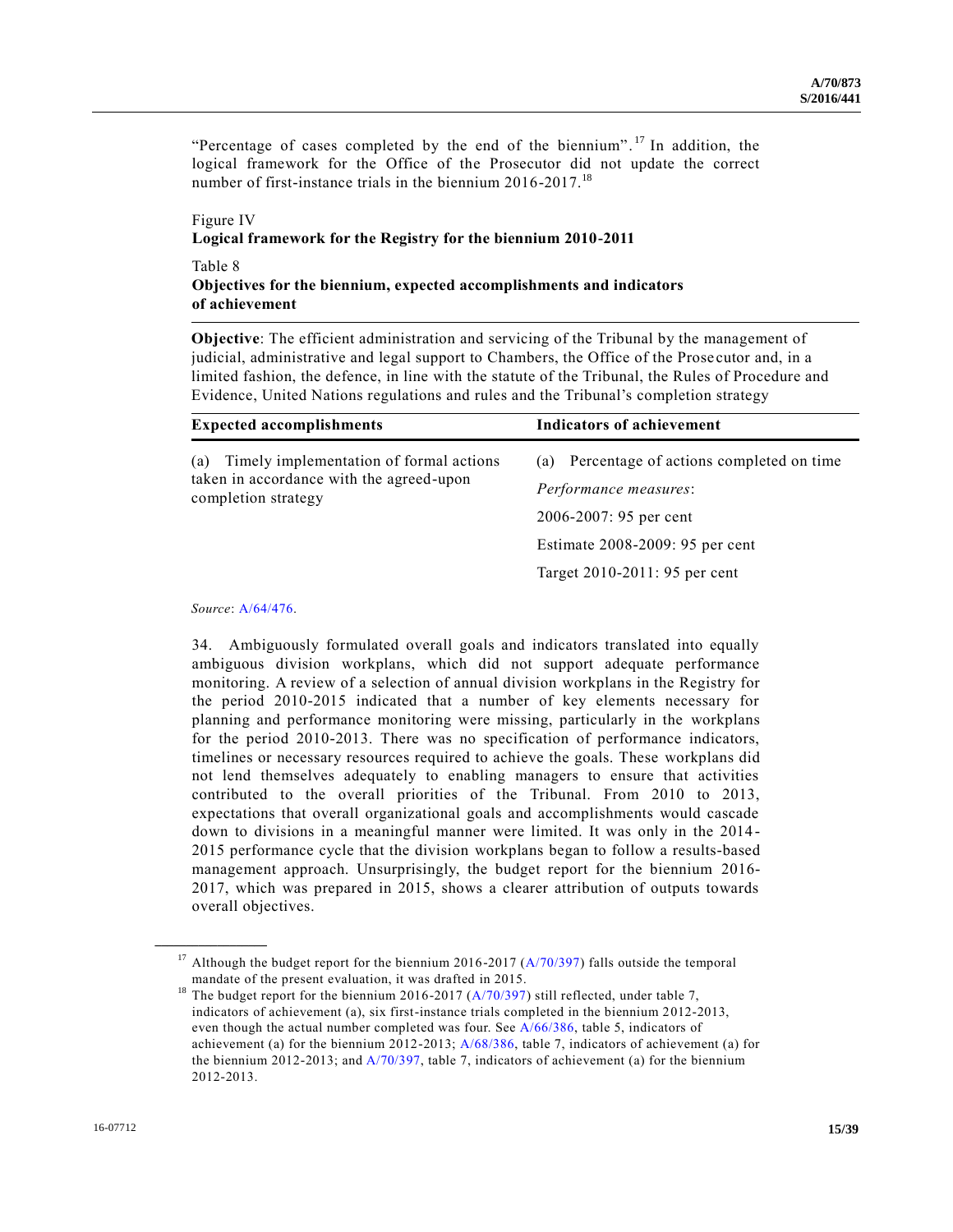"Percentage of cases completed by the end of the biennium".[17] In addition, the logical framework for the Office of the Prosecutor did not update the correct number of first-instance trials in the biennium 2016-2017.[18]

Figure IV
**Logical framework for the Registry for the biennium 2010-2011**

Table 8
**Objectives for the biennium, expected accomplishments and indicators of achievement**

**Objective**: The efficient administration and servicing of the Tribunal by the management of judicial, administrative and legal support to Chambers, the Office of the Prosecutor and, in a limited fashion, the defence, in line with the statute of the Tribunal, the Rules of Procedure and Evidence, United Nations regulations and rules and the Tribunal's completion strategy

| Expected accomplishments | Indicators of achievement |
|---|---|
| (a) Timely implementation of formal actions taken in accordance with the agreed-upon completion strategy | (a) Percentage of actions completed on time |
| | *Performance measures*: |
| | 2006-2007: 95 per cent |
| | Estimate 2008-2009: 95 per cent |
| | Target 2010-2011: 95 per cent |

*Source*: A/64/476.

34. Ambiguously formulated overall goals and indicators translated into equally ambiguous division workplans, which did not support adequate performance monitoring. A review of a selection of annual division workplans in the Registry for the period 2010-2015 indicated that a number of key elements necessary for planning and performance monitoring were missing, particularly in the workplans for the period 2010-2013. There was no specification of performance indicators, timelines or necessary resources required to achieve the goals. These workplans did not lend themselves adequately to enabling managers to ensure that activities contributed to the overall priorities of the Tribunal. From 2010 to 2013, expectations that overall organizational goals and accomplishments would cascade down to divisions in a meaningful manner were limited. It was only in the 2014-2015 performance cycle that the division workplans began to follow a results-based management approach. Unsurprisingly, the budget report for the biennium 2016-2017, which was prepared in 2015, shows a clearer attribution of outputs towards overall objectives.

[17] Although the budget report for the biennium 2016-2017 (A/70/397) falls outside the temporal mandate of the present evaluation, it was drafted in 2015.

[18] The budget report for the biennium 2016-2017 (A/70/397) still reflected, under table 7, indicators of achievement (a), six first-instance trials completed in the biennium 2012-2013, even though the actual number completed was four. See A/66/386, table 5, indicators of achievement (a) for the biennium 2012-2013; A/68/386, table 7, indicators of achievement (a) for the biennium 2012-2013; and A/70/397, table 7, indicators of achievement (a) for the biennium 2012-2013.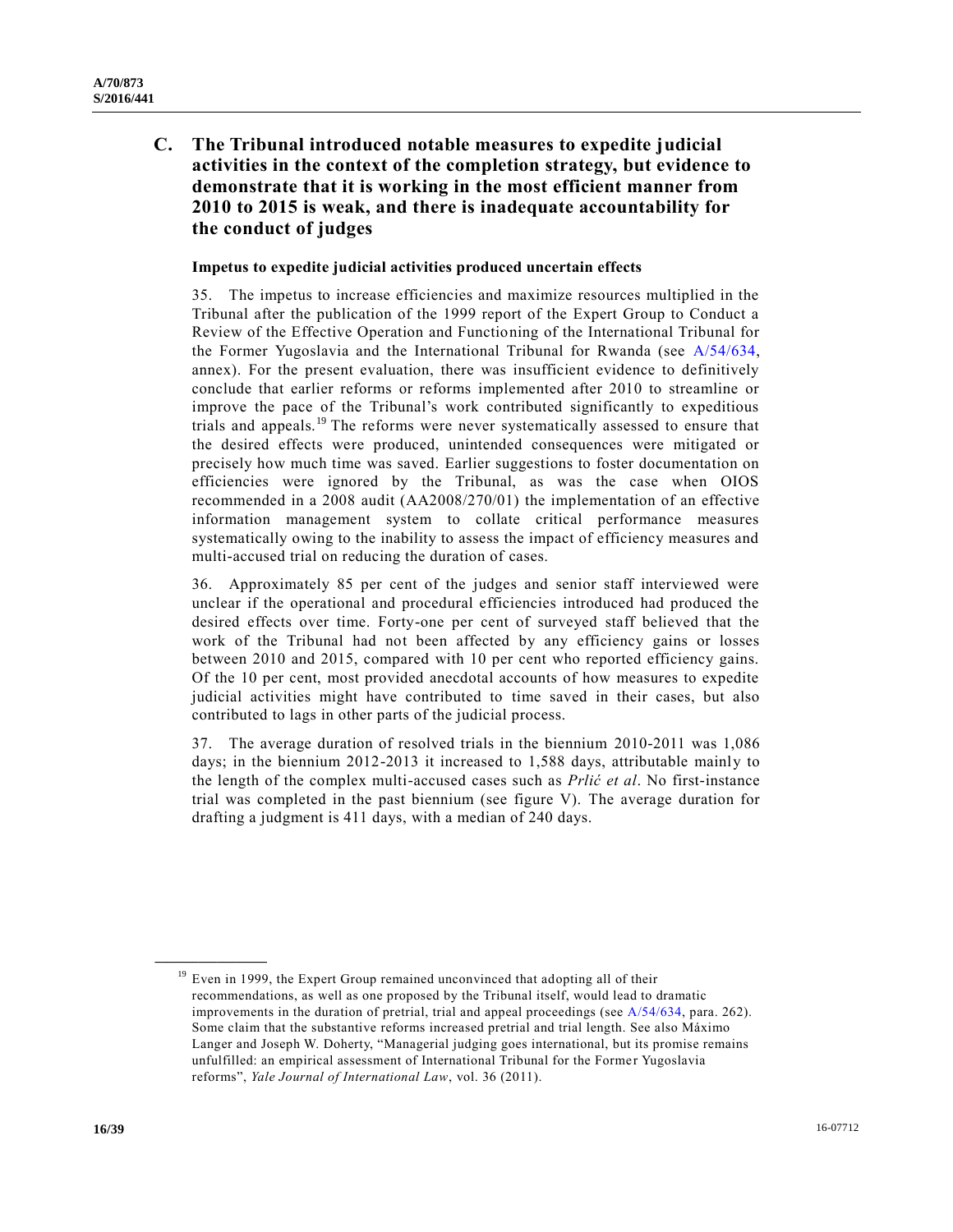## C. The Tribunal introduced notable measures to expedite judicial activities in the context of the completion strategy, but evidence to demonstrate that it is working in the most efficient manner from 2010 to 2015 is weak, and there is inadequate accountability for the conduct of judges

### Impetus to expedite judicial activities produced uncertain effects

35. The impetus to increase efficiencies and maximize resources multiplied in the Tribunal after the publication of the 1999 report of the Expert Group to Conduct a Review of the Effective Operation and Functioning of the International Tribunal for the Former Yugoslavia and the International Tribunal for Rwanda (see A/54/634, annex). For the present evaluation, there was insufficient evidence to definitively conclude that earlier reforms or reforms implemented after 2010 to streamline or improve the pace of the Tribunal's work contributed significantly to expeditious trials and appeals.[19] The reforms were never systematically assessed to ensure that the desired effects were produced, unintended consequences were mitigated or precisely how much time was saved. Earlier suggestions to foster documentation on efficiencies were ignored by the Tribunal, as was the case when OIOS recommended in a 2008 audit (AA2008/270/01) the implementation of an effective information management system to collate critical performance measures systematically owing to the inability to assess the impact of efficiency measures and multi-accused trial on reducing the duration of cases.

36. Approximately 85 per cent of the judges and senior staff interviewed were unclear if the operational and procedural efficiencies introduced had produced the desired effects over time. Forty-one per cent of surveyed staff believed that the work of the Tribunal had not been affected by any efficiency gains or losses between 2010 and 2015, compared with 10 per cent who reported efficiency gains. Of the 10 per cent, most provided anecdotal accounts of how measures to expedite judicial activities might have contributed to time saved in their cases, but also contributed to lags in other parts of the judicial process.

37. The average duration of resolved trials in the biennium 2010-2011 was 1,086 days; in the biennium 2012-2013 it increased to 1,588 days, attributable mainly to the length of the complex multi-accused cases such as *Prlić et al*. No first-instance trial was completed in the past biennium (see figure V). The average duration for drafting a judgment is 411 days, with a median of 240 days.

---

[19] Even in 1999, the Expert Group remained unconvinced that adopting all of their recommendations, as well as one proposed by the Tribunal itself, would lead to dramatic improvements in the duration of pretrial, trial and appeal proceedings (see A/54/634, para. 262). Some claim that the substantive reforms increased pretrial and trial length. See also Máximo Langer and Joseph W. Doherty, "Managerial judging goes international, but its promise remains unfulfilled: an empirical assessment of International Tribunal for the Former Yugoslavia reforms", *Yale Journal of International Law*, vol. 36 (2011).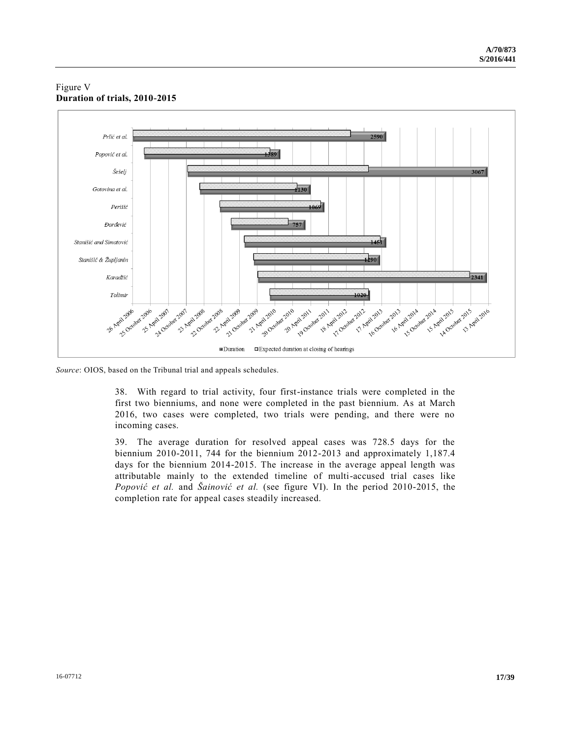Figure V
**Duration of trials, 2010-2015**

| Case | Duration (days) |
|---|---|
| *Prlić et al.* | 2590 |
| *Popović et al.* | 1389 |
| *Šešelj* | 3067 |
| *Gotovina et al.* | 1130 |
| *Perišić* | 1069 |
| *Đorđević* | 757 |
| *Stanišić and Simatović* | 1451 |
| *Stanišić & Župljanin* | 1290 |
| *Karadžić* | 2341 |
| *Tolimir* | 1020 |

Axis (dates): 26 April 2006, 25 October 2006, 25 April 2007, 24 October 2007, 23 April 2008, 22 October 2008, 22 April 2009, 21 October 2009, 21 April 2010, 20 October 2010, 20 April 2011, 19 October 2011, 18 April 2012, 17 October 2012, 17 April 2013, 16 October 2013, 16 April 2014, 15 October 2014, 15 April 2015, 14 October 2015, 13 April 2016

Legend: Duration; Expected duration at closing of hearings

*Source*: OIOS, based on the Tribunal trial and appeals schedules.

38. With regard to trial activity, four first-instance trials were completed in the first two bienniums, and none were completed in the past biennium. As at March 2016, two cases were completed, two trials were pending, and there were no incoming cases.

39. The average duration for resolved appeal cases was 728.5 days for the biennium 2010-2011, 744 for the biennium 2012-2013 and approximately 1,187.4 days for the biennium 2014-2015. The increase in the average appeal length was attributable mainly to the extended timeline of multi-accused trial cases like *Popović et al.* and *Šainović et al.* (see figure VI). In the period 2010-2015, the completion rate for appeal cases steadily increased.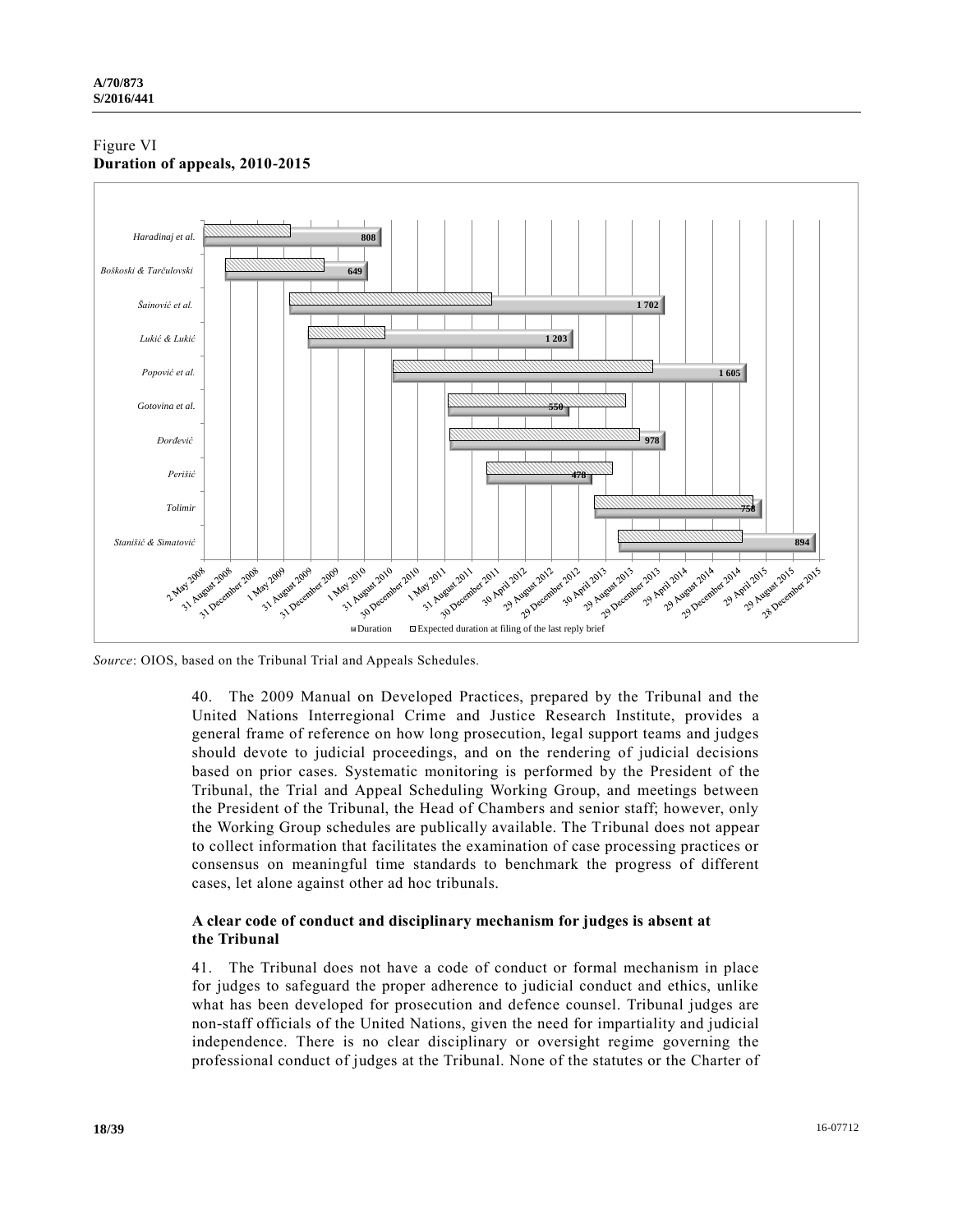Figure VI
**Duration of appeals, 2010-2015**

| Case | Duration (days) |
|---|---|
| *Haradinaj et al.* | 808 |
| *Boškoski & Tarčulovski* | 649 |
| *Šainović et al.* | 1 702 |
| *Lukić & Lukić* | 1 203 |
| *Popović et al.* | 1 605 |
| *Gotovina et al.* | 550 |
| *Đorđević* | 978 |
| *Perišić* | 478 |
| *Tolimir* | 758 |
| *Stanišić & Simatović* | 894 |

Legend: Duration; Expected duration at filing of the last reply brief

*Source*: OIOS, based on the Tribunal Trial and Appeals Schedules.

40. The 2009 Manual on Developed Practices, prepared by the Tribunal and the United Nations Interregional Crime and Justice Research Institute, provides a general frame of reference on how long prosecution, legal support teams and judges should devote to judicial proceedings, and on the rendering of judicial decisions based on prior cases. Systematic monitoring is performed by the President of the Tribunal, the Trial and Appeal Scheduling Working Group, and meetings between the President of the Tribunal, the Head of Chambers and senior staff; however, only the Working Group schedules are publically available. The Tribunal does not appear to collect information that facilitates the examination of case processing practices or consensus on meaningful time standards to benchmark the progress of different cases, let alone against other ad hoc tribunals.

### A clear code of conduct and disciplinary mechanism for judges is absent at the Tribunal

41. The Tribunal does not have a code of conduct or formal mechanism in place for judges to safeguard the proper adherence to judicial conduct and ethics, unlike what has been developed for prosecution and defence counsel. Tribunal judges are non-staff officials of the United Nations, given the need for impartiality and judicial independence. There is no clear disciplinary or oversight regime governing the professional conduct of judges at the Tribunal. None of the statutes or the Charter of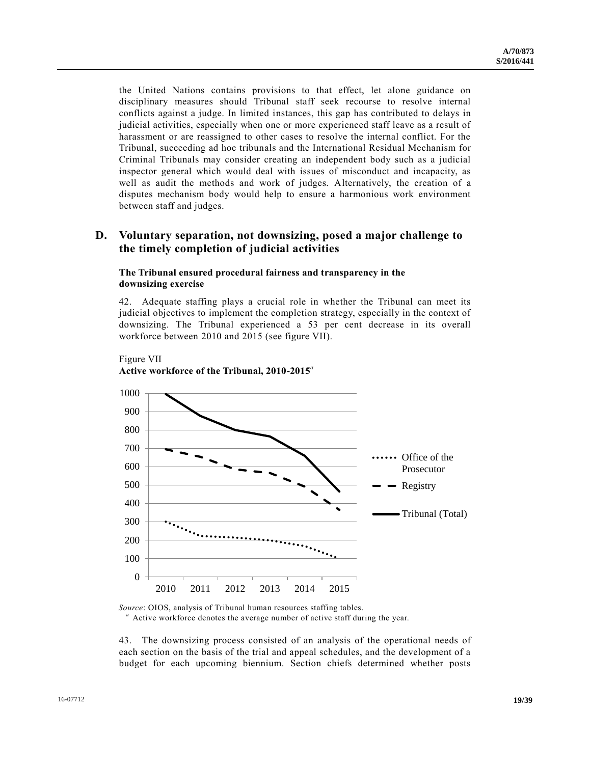the United Nations contains provisions to that effect, let alone guidance on disciplinary measures should Tribunal staff seek recourse to resolve internal conflicts against a judge. In limited instances, this gap has contributed to delays in judicial activities, especially when one or more experienced staff leave as a result of harassment or are reassigned to other cases to resolve the internal conflict. For the Tribunal, succeeding ad hoc tribunals and the International Residual Mechanism for Criminal Tribunals may consider creating an independent body such as a judicial inspector general which would deal with issues of misconduct and incapacity, as well as audit the methods and work of judges. Alternatively, the creation of a disputes mechanism body would help to ensure a harmonious work environment between staff and judges.

## D. Voluntary separation, not downsizing, posed a major challenge to the timely completion of judicial activities

### The Tribunal ensured procedural fairness and transparency in the downsizing exercise

42. Adequate staffing plays a crucial role in whether the Tribunal can meet its judicial objectives to implement the completion strategy, especially in the context of downsizing. The Tribunal experienced a 53 per cent decrease in its overall workforce between 2010 and 2015 (see figure VII).

Figure VII
**Active workforce of the Tribunal, 2010-2015**[a]

*Source*: OIOS, analysis of Tribunal human resources staffing tables.
[a] Active workforce denotes the average number of active staff during the year.

43. The downsizing process consisted of an analysis of the operational needs of each section on the basis of the trial and appeal schedules, and the development of a budget for each upcoming biennium. Section chiefs determined whether posts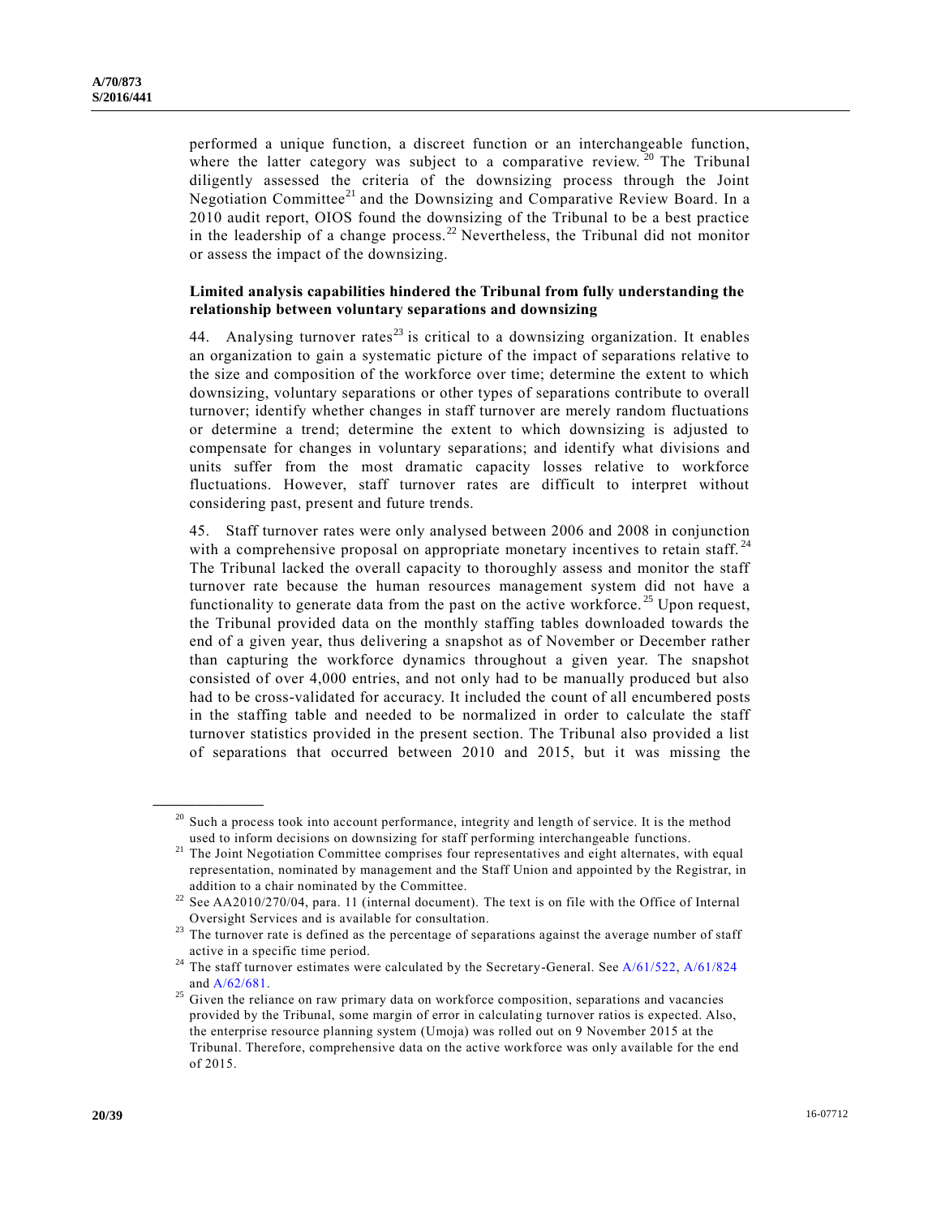performed a unique function, a discreet function or an interchangeable function, where the latter category was subject to a comparative review.[20] The Tribunal diligently assessed the criteria of the downsizing process through the Joint Negotiation Committee[21] and the Downsizing and Comparative Review Board. In a 2010 audit report, OIOS found the downsizing of the Tribunal to be a best practice in the leadership of a change process.[22] Nevertheless, the Tribunal did not monitor or assess the impact of the downsizing.

**Limited analysis capabilities hindered the Tribunal from fully understanding the relationship between voluntary separations and downsizing**

44. Analysing turnover rates[23] is critical to a downsizing organization. It enables an organization to gain a systematic picture of the impact of separations relative to the size and composition of the workforce over time; determine the extent to which downsizing, voluntary separations or other types of separations contribute to overall turnover; identify whether changes in staff turnover are merely random fluctuations or determine a trend; determine the extent to which downsizing is adjusted to compensate for changes in voluntary separations; and identify what divisions and units suffer from the most dramatic capacity losses relative to workforce fluctuations. However, staff turnover rates are difficult to interpret without considering past, present and future trends.

45. Staff turnover rates were only analysed between 2006 and 2008 in conjunction with a comprehensive proposal on appropriate monetary incentives to retain staff.[24] The Tribunal lacked the overall capacity to thoroughly assess and monitor the staff turnover rate because the human resources management system did not have a functionality to generate data from the past on the active workforce.[25] Upon request, the Tribunal provided data on the monthly staffing tables downloaded towards the end of a given year, thus delivering a snapshot as of November or December rather than capturing the workforce dynamics throughout a given year. The snapshot consisted of over 4,000 entries, and not only had to be manually produced but also had to be cross-validated for accuracy. It included the count of all encumbered posts in the staffing table and needed to be normalized in order to calculate the staff turnover statistics provided in the present section. The Tribunal also provided a list of separations that occurred between 2010 and 2015, but it was missing the

---

[20] Such a process took into account performance, integrity and length of service. It is the method used to inform decisions on downsizing for staff performing interchangeable functions.

[21] The Joint Negotiation Committee comprises four representatives and eight alternates, with equal representation, nominated by management and the Staff Union and appointed by the Registrar, in addition to a chair nominated by the Committee.

[22] See AA2010/270/04, para. 11 (internal document). The text is on file with the Office of Internal Oversight Services and is available for consultation.

[23] The turnover rate is defined as the percentage of separations against the average number of staff active in a specific time period.

[24] The staff turnover estimates were calculated by the Secretary-General. See A/61/522, A/61/824 and A/62/681.

[25] Given the reliance on raw primary data on workforce composition, separations and vacancies provided by the Tribunal, some margin of error in calculating turnover ratios is expected. Also, the enterprise resource planning system (Umoja) was rolled out on 9 November 2015 at the Tribunal. Therefore, comprehensive data on the active workforce was only available for the end of 2015.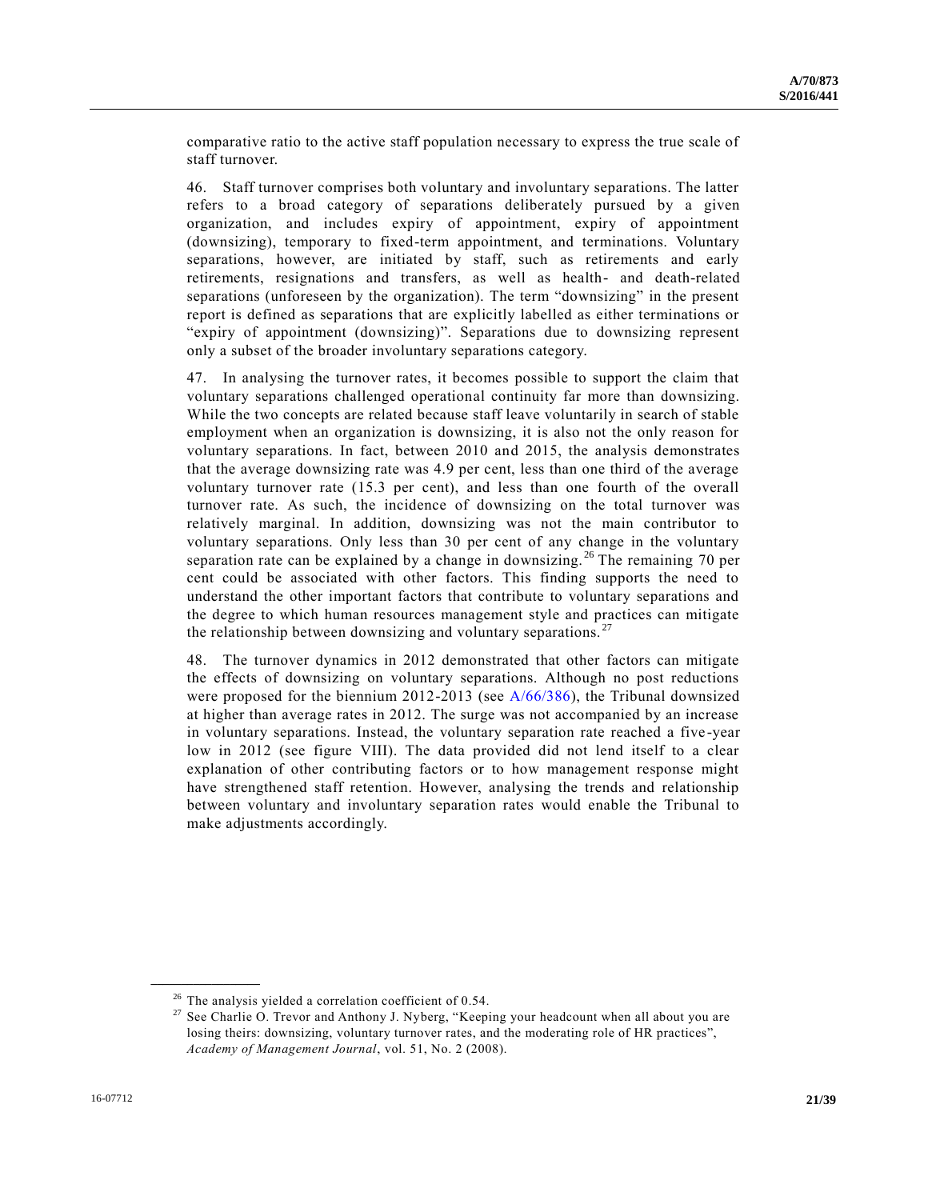comparative ratio to the active staff population necessary to express the true scale of staff turnover.

46. Staff turnover comprises both voluntary and involuntary separations. The latter refers to a broad category of separations deliberately pursued by a given organization, and includes expiry of appointment, expiry of appointment (downsizing), temporary to fixed-term appointment, and terminations. Voluntary separations, however, are initiated by staff, such as retirements and early retirements, resignations and transfers, as well as health- and death-related separations (unforeseen by the organization). The term "downsizing" in the present report is defined as separations that are explicitly labelled as either terminations or "expiry of appointment (downsizing)". Separations due to downsizing represent only a subset of the broader involuntary separations category.

47. In analysing the turnover rates, it becomes possible to support the claim that voluntary separations challenged operational continuity far more than downsizing. While the two concepts are related because staff leave voluntarily in search of stable employment when an organization is downsizing, it is also not the only reason for voluntary separations. In fact, between 2010 and 2015, the analysis demonstrates that the average downsizing rate was 4.9 per cent, less than one third of the average voluntary turnover rate (15.3 per cent), and less than one fourth of the overall turnover rate. As such, the incidence of downsizing on the total turnover was relatively marginal. In addition, downsizing was not the main contributor to voluntary separations. Only less than 30 per cent of any change in the voluntary separation rate can be explained by a change in downsizing.[26] The remaining 70 per cent could be associated with other factors. This finding supports the need to understand the other important factors that contribute to voluntary separations and the degree to which human resources management style and practices can mitigate the relationship between downsizing and voluntary separations.[27]

48. The turnover dynamics in 2012 demonstrated that other factors can mitigate the effects of downsizing on voluntary separations. Although no post reductions were proposed for the biennium 2012-2013 (see A/66/386), the Tribunal downsized at higher than average rates in 2012. The surge was not accompanied by an increase in voluntary separations. Instead, the voluntary separation rate reached a five-year low in 2012 (see figure VIII). The data provided did not lend itself to a clear explanation of other contributing factors or to how management response might have strengthened staff retention. However, analysing the trends and relationship between voluntary and involuntary separation rates would enable the Tribunal to make adjustments accordingly.

---

[26] The analysis yielded a correlation coefficient of 0.54.

[27] See Charlie O. Trevor and Anthony J. Nyberg, "Keeping your headcount when all about you are losing theirs: downsizing, voluntary turnover rates, and the moderating role of HR practices", *Academy of Management Journal*, vol. 51, No. 2 (2008).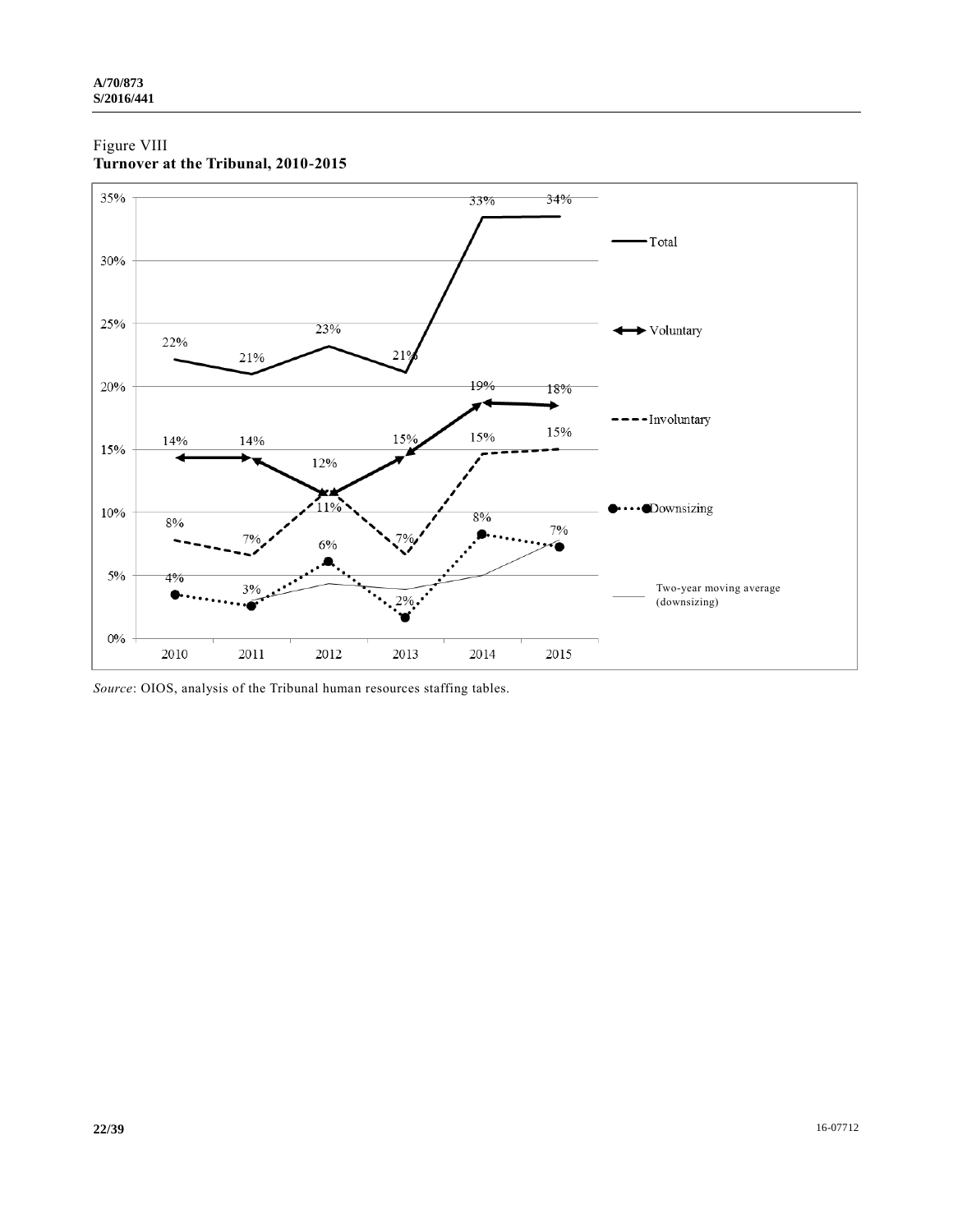Figure VIII
**Turnover at the Tribunal, 2010-2015**

| | 2010 | 2011 | 2012 | 2013 | 2014 | 2015 |
|---|---|---|---|---|---|---|
| Total | 22% | 21% | 23% | 21% | 33% | 34% |
| Voluntary | 14% | 14% | 12% | 15% | 19% | 18% |
| Involuntary | 8% | 7% | 11% | 7% | 15% | 15% |
| Downsizing | 4% | 3% | 6% | 2% | 8% | 7% |

Two-year moving average (downsizing)

*Source*: OIOS, analysis of the Tribunal human resources staffing tables.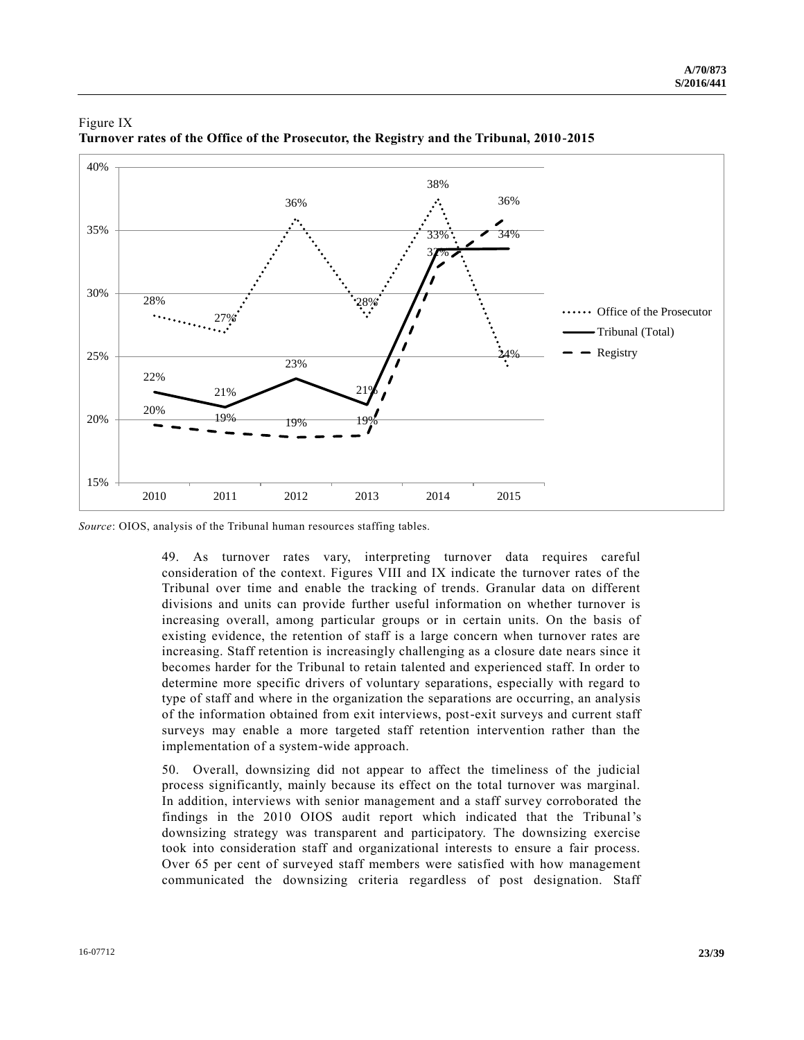Figure IX
**Turnover rates of the Office of the Prosecutor, the Registry and the Tribunal, 2010-2015**

| | 2010 | 2011 | 2012 | 2013 | 2014 | 2015 |
|---|---|---|---|---|---|---|
| Office of the Prosecutor | 28% | 27% | 36% | 28% | 38% | 24% |
| Tribunal (Total) | 22% | 21% | 23% | 21% | 33% | 34% |
| Registry | 20% | 19% | 19% | 19% | 32% | 36% |

*Source*: OIOS, analysis of the Tribunal human resources staffing tables.

49. As turnover rates vary, interpreting turnover data requires careful consideration of the context. Figures VIII and IX indicate the turnover rates of the Tribunal over time and enable the tracking of trends. Granular data on different divisions and units can provide further useful information on whether turnover is increasing overall, among particular groups or in certain units. On the basis of existing evidence, the retention of staff is a large concern when turnover rates are increasing. Staff retention is increasingly challenging as a closure date nears since it becomes harder for the Tribunal to retain talented and experienced staff. In order to determine more specific drivers of voluntary separations, especially with regard to type of staff and where in the organization the separations are occurring, an analysis of the information obtained from exit interviews, post-exit surveys and current staff surveys may enable a more targeted staff retention intervention rather than the implementation of a system-wide approach.

50. Overall, downsizing did not appear to affect the timeliness of the judicial process significantly, mainly because its effect on the total turnover was marginal. In addition, interviews with senior management and a staff survey corroborated the findings in the 2010 OIOS audit report which indicated that the Tribunal's downsizing strategy was transparent and participatory. The downsizing exercise took into consideration staff and organizational interests to ensure a fair process. Over 65 per cent of surveyed staff members were satisfied with how management communicated the downsizing criteria regardless of post designation. Staff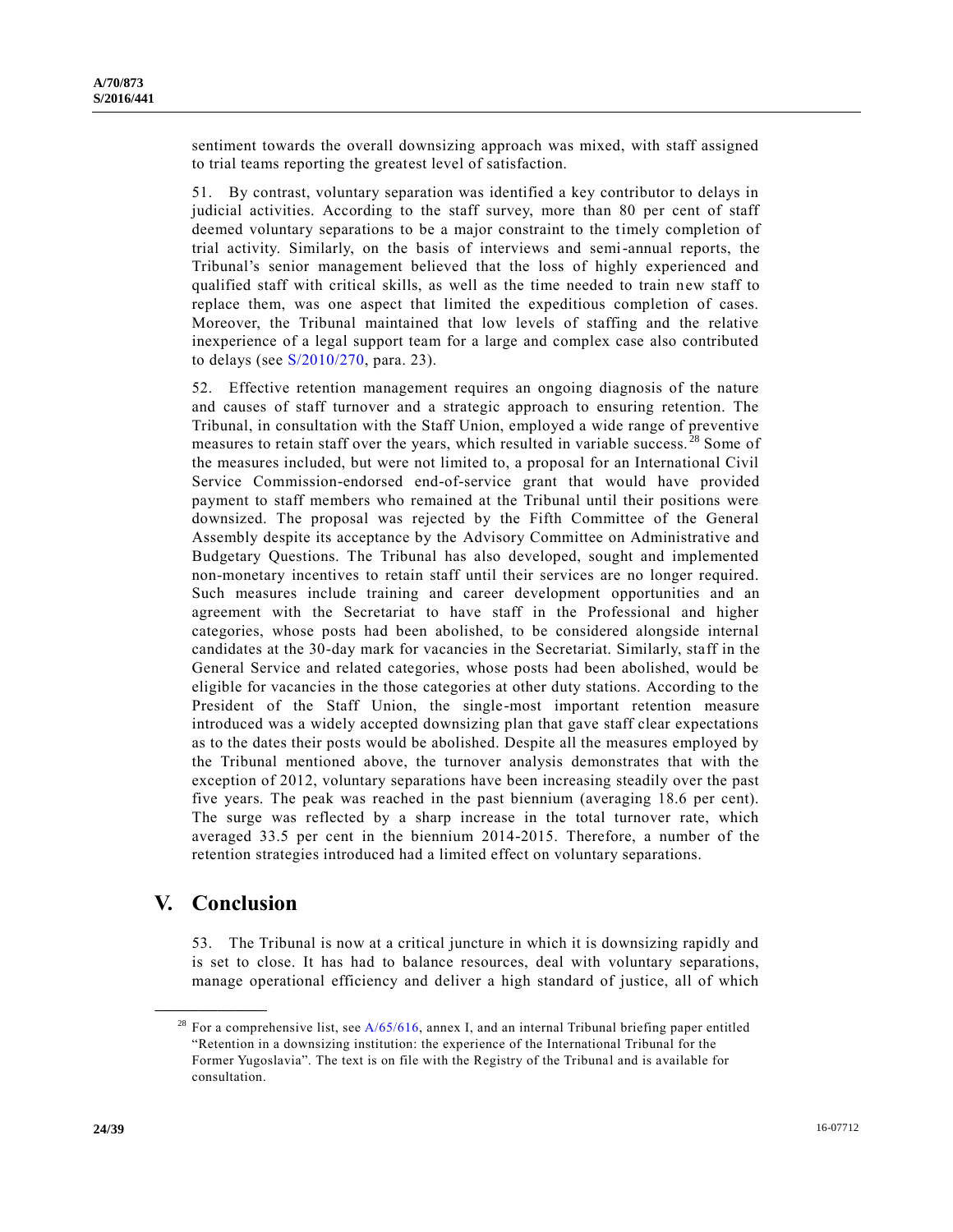sentiment towards the overall downsizing approach was mixed, with staff assigned to trial teams reporting the greatest level of satisfaction.

51. By contrast, voluntary separation was identified a key contributor to delays in judicial activities. According to the staff survey, more than 80 per cent of staff deemed voluntary separations to be a major constraint to the timely completion of trial activity. Similarly, on the basis of interviews and semi-annual reports, the Tribunal's senior management believed that the loss of highly experienced and qualified staff with critical skills, as well as the time needed to train new staff to replace them, was one aspect that limited the expeditious completion of cases. Moreover, the Tribunal maintained that low levels of staffing and the relative inexperience of a legal support team for a large and complex case also contributed to delays (see S/2010/270, para. 23).

52. Effective retention management requires an ongoing diagnosis of the nature and causes of staff turnover and a strategic approach to ensuring retention. The Tribunal, in consultation with the Staff Union, employed a wide range of preventive measures to retain staff over the years, which resulted in variable success.[28] Some of the measures included, but were not limited to, a proposal for an International Civil Service Commission-endorsed end-of-service grant that would have provided payment to staff members who remained at the Tribunal until their positions were downsized. The proposal was rejected by the Fifth Committee of the General Assembly despite its acceptance by the Advisory Committee on Administrative and Budgetary Questions. The Tribunal has also developed, sought and implemented non-monetary incentives to retain staff until their services are no longer required. Such measures include training and career development opportunities and an agreement with the Secretariat to have staff in the Professional and higher categories, whose posts had been abolished, to be considered alongside internal candidates at the 30-day mark for vacancies in the Secretariat. Similarly, staff in the General Service and related categories, whose posts had been abolished, would be eligible for vacancies in the those categories at other duty stations. According to the President of the Staff Union, the single-most important retention measure introduced was a widely accepted downsizing plan that gave staff clear expectations as to the dates their posts would be abolished. Despite all the measures employed by the Tribunal mentioned above, the turnover analysis demonstrates that with the exception of 2012, voluntary separations have been increasing steadily over the past five years. The peak was reached in the past biennium (averaging 18.6 per cent). The surge was reflected by a sharp increase in the total turnover rate, which averaged 33.5 per cent in the biennium 2014-2015. Therefore, a number of the retention strategies introduced had a limited effect on voluntary separations.

# V. Conclusion

53. The Tribunal is now at a critical juncture in which it is downsizing rapidly and is set to close. It has had to balance resources, deal with voluntary separations, manage operational efficiency and deliver a high standard of justice, all of which

[28] For a comprehensive list, see A/65/616, annex I, and an internal Tribunal briefing paper entitled "Retention in a downsizing institution: the experience of the International Tribunal for the Former Yugoslavia". The text is on file with the Registry of the Tribunal and is available for consultation.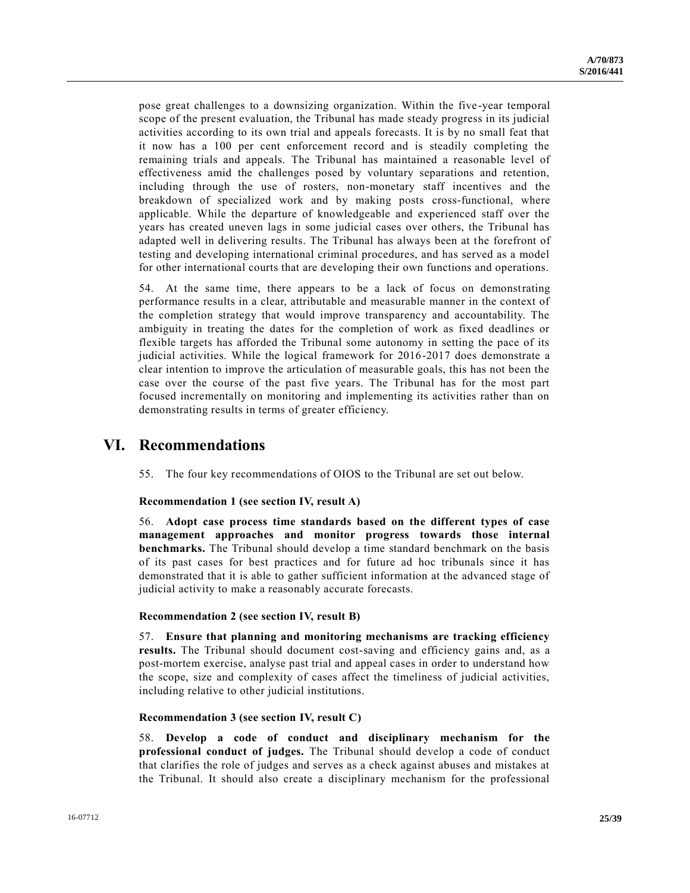pose great challenges to a downsizing organization. Within the five-year temporal scope of the present evaluation, the Tribunal has made steady progress in its judicial activities according to its own trial and appeals forecasts. It is by no small feat that it now has a 100 per cent enforcement record and is steadily completing the remaining trials and appeals. The Tribunal has maintained a reasonable level of effectiveness amid the challenges posed by voluntary separations and retention, including through the use of rosters, non-monetary staff incentives and the breakdown of specialized work and by making posts cross-functional, where applicable. While the departure of knowledgeable and experienced staff over the years has created uneven lags in some judicial cases over others, the Tribunal has adapted well in delivering results. The Tribunal has always been at the forefront of testing and developing international criminal procedures, and has served as a model for other international courts that are developing their own functions and operations.

54. At the same time, there appears to be a lack of focus on demonstrating performance results in a clear, attributable and measurable manner in the context of the completion strategy that would improve transparency and accountability. The ambiguity in treating the dates for the completion of work as fixed deadlines or flexible targets has afforded the Tribunal some autonomy in setting the pace of its judicial activities. While the logical framework for 2016-2017 does demonstrate a clear intention to improve the articulation of measurable goals, this has not been the case over the course of the past five years. The Tribunal has for the most part focused incrementally on monitoring and implementing its activities rather than on demonstrating results in terms of greater efficiency.

# VI. Recommendations

55. The four key recommendations of OIOS to the Tribunal are set out below.

**Recommendation 1 (see section IV, result A)**

56. **Adopt case process time standards based on the different types of case management approaches and monitor progress towards those internal benchmarks.** The Tribunal should develop a time standard benchmark on the basis of its past cases for best practices and for future ad hoc tribunals since it has demonstrated that it is able to gather sufficient information at the advanced stage of judicial activity to make a reasonably accurate forecasts.

**Recommendation 2 (see section IV, result B)**

57. **Ensure that planning and monitoring mechanisms are tracking efficiency results.** The Tribunal should document cost-saving and efficiency gains and, as a post-mortem exercise, analyse past trial and appeal cases in order to understand how the scope, size and complexity of cases affect the timeliness of judicial activities, including relative to other judicial institutions.

**Recommendation 3 (see section IV, result C)**

58. **Develop a code of conduct and disciplinary mechanism for the professional conduct of judges.** The Tribunal should develop a code of conduct that clarifies the role of judges and serves as a check against abuses and mistakes at the Tribunal. It should also create a disciplinary mechanism for the professional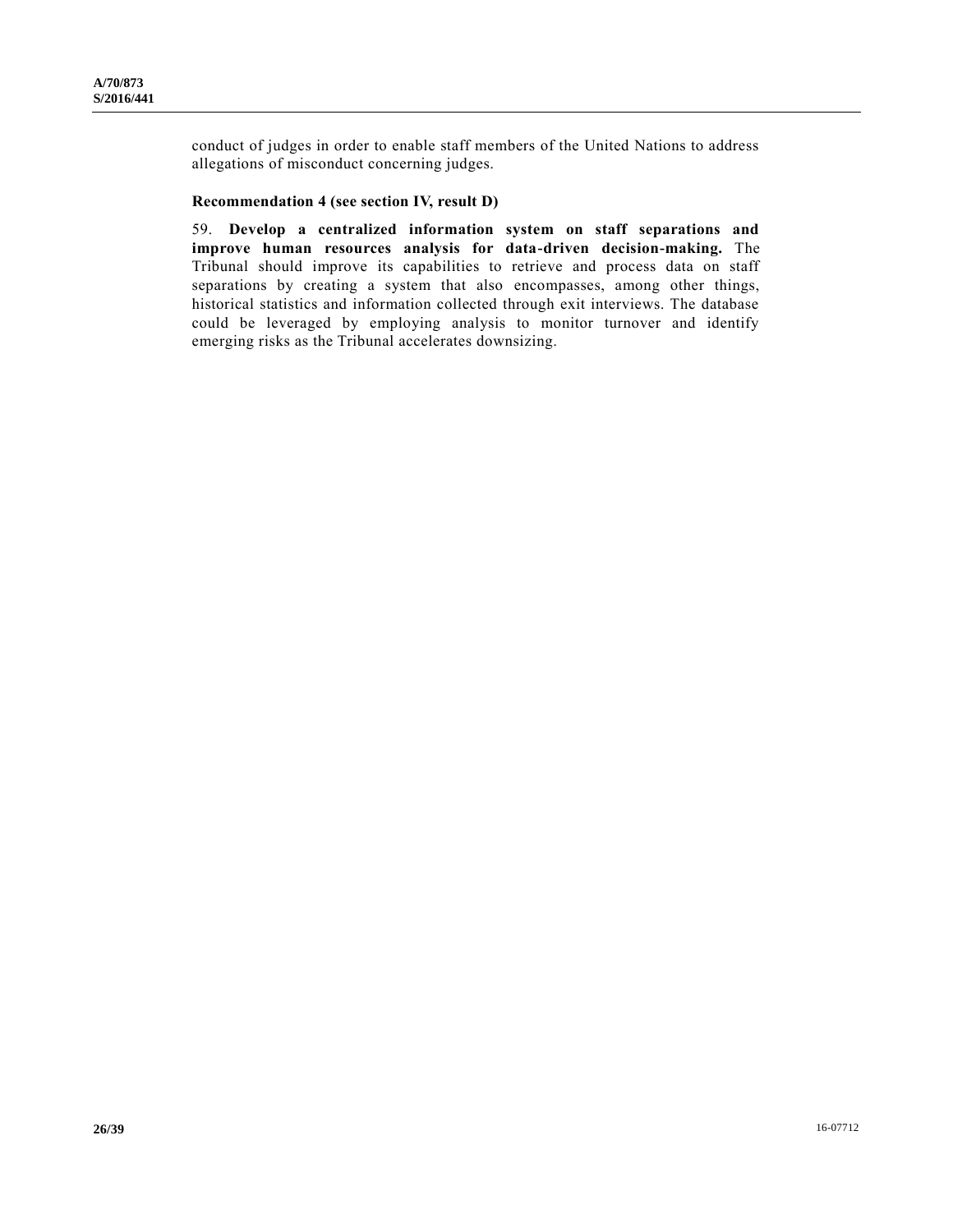conduct of judges in order to enable staff members of the United Nations to address allegations of misconduct concerning judges.

**Recommendation 4 (see section IV, result D)**

59. **Develop a centralized information system on staff separations and improve human resources analysis for data-driven decision-making.** The Tribunal should improve its capabilities to retrieve and process data on staff separations by creating a system that also encompasses, among other things, historical statistics and information collected through exit interviews. The database could be leveraged by employing analysis to monitor turnover and identify emerging risks as the Tribunal accelerates downsizing.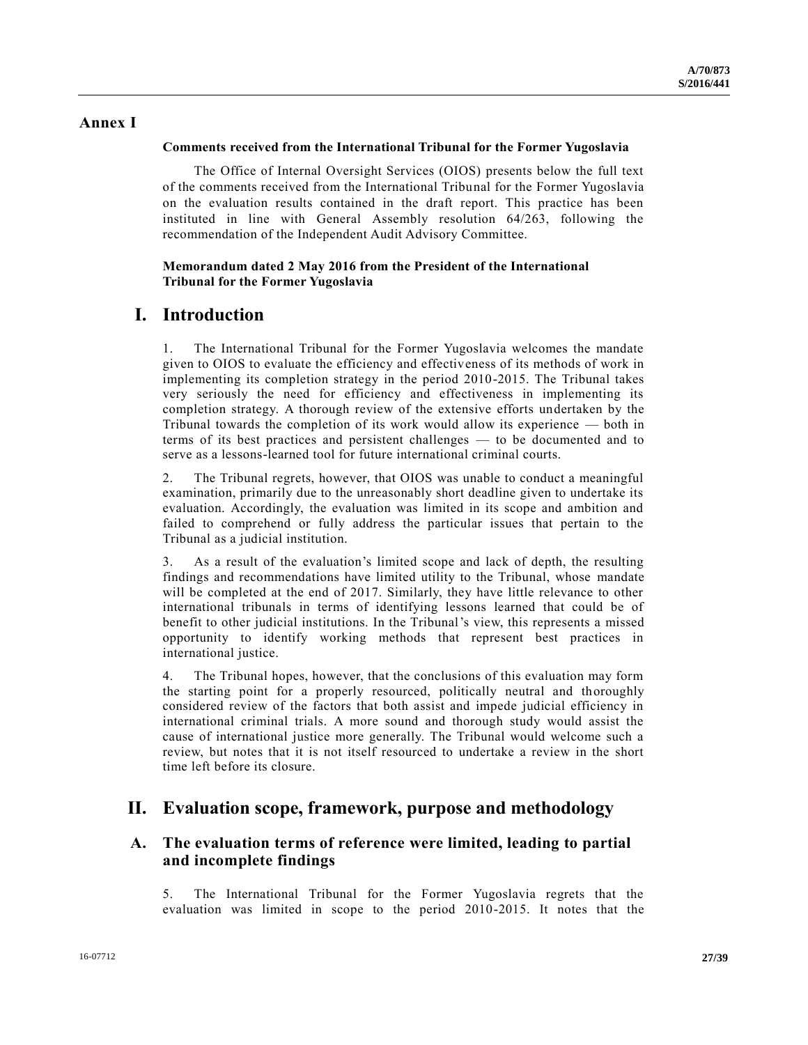# Annex I

**Comments received from the International Tribunal for the Former Yugoslavia**

The Office of Internal Oversight Services (OIOS) presents below the full text of the comments received from the International Tribunal for the Former Yugoslavia on the evaluation results contained in the draft report. This practice has been instituted in line with General Assembly resolution 64/263, following the recommendation of the Independent Audit Advisory Committee.

**Memorandum dated 2 May 2016 from the President of the International Tribunal for the Former Yugoslavia**

## I. Introduction

1. The International Tribunal for the Former Yugoslavia welcomes the mandate given to OIOS to evaluate the efficiency and effectiveness of its methods of work in implementing its completion strategy in the period 2010-2015. The Tribunal takes very seriously the need for efficiency and effectiveness in implementing its completion strategy. A thorough review of the extensive efforts undertaken by the Tribunal towards the completion of its work would allow its experience — both in terms of its best practices and persistent challenges — to be documented and to serve as a lessons-learned tool for future international criminal courts.

2. The Tribunal regrets, however, that OIOS was unable to conduct a meaningful examination, primarily due to the unreasonably short deadline given to undertake its evaluation. Accordingly, the evaluation was limited in its scope and ambition and failed to comprehend or fully address the particular issues that pertain to the Tribunal as a judicial institution.

3. As a result of the evaluation's limited scope and lack of depth, the resulting findings and recommendations have limited utility to the Tribunal, whose mandate will be completed at the end of 2017. Similarly, they have little relevance to other international tribunals in terms of identifying lessons learned that could be of benefit to other judicial institutions. In the Tribunal's view, this represents a missed opportunity to identify working methods that represent best practices in international justice.

4. The Tribunal hopes, however, that the conclusions of this evaluation may form the starting point for a properly resourced, politically neutral and thoroughly considered review of the factors that both assist and impede judicial efficiency in international criminal trials. A more sound and thorough study would assist the cause of international justice more generally. The Tribunal would welcome such a review, but notes that it is not itself resourced to undertake a review in the short time left before its closure.

## II. Evaluation scope, framework, purpose and methodology

### A. The evaluation terms of reference were limited, leading to partial and incomplete findings

5. The International Tribunal for the Former Yugoslavia regrets that the evaluation was limited in scope to the period 2010-2015. It notes that the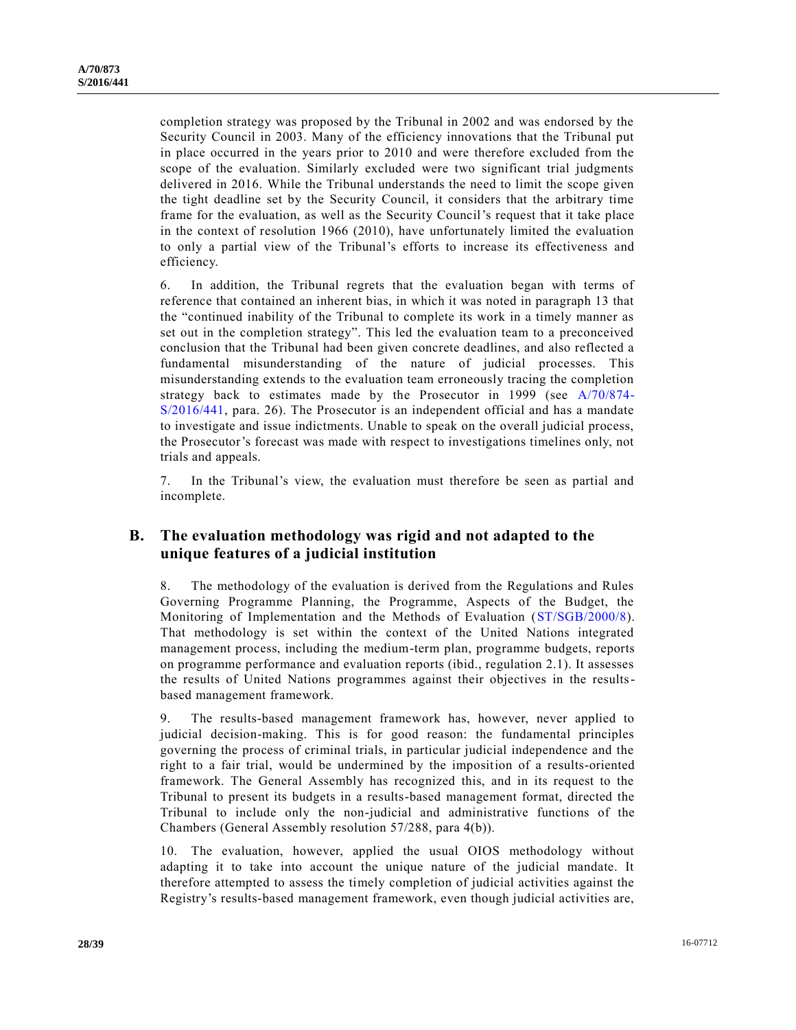completion strategy was proposed by the Tribunal in 2002 and was endorsed by the Security Council in 2003. Many of the efficiency innovations that the Tribunal put in place occurred in the years prior to 2010 and were therefore excluded from the scope of the evaluation. Similarly excluded were two significant trial judgments delivered in 2016. While the Tribunal understands the need to limit the scope given the tight deadline set by the Security Council, it considers that the arbitrary time frame for the evaluation, as well as the Security Council's request that it take place in the context of resolution 1966 (2010), have unfortunately limited the evaluation to only a partial view of the Tribunal's efforts to increase its effectiveness and efficiency.

6. In addition, the Tribunal regrets that the evaluation began with terms of reference that contained an inherent bias, in which it was noted in paragraph 13 that the "continued inability of the Tribunal to complete its work in a timely manner as set out in the completion strategy". This led the evaluation team to a preconceived conclusion that the Tribunal had been given concrete deadlines, and also reflected a fundamental misunderstanding of the nature of judicial processes. This misunderstanding extends to the evaluation team erroneously tracing the completion strategy back to estimates made by the Prosecutor in 1999 (see A/70/874-S/2016/441, para. 26). The Prosecutor is an independent official and has a mandate to investigate and issue indictments. Unable to speak on the overall judicial process, the Prosecutor's forecast was made with respect to investigations timelines only, not trials and appeals.

7. In the Tribunal's view, the evaluation must therefore be seen as partial and incomplete.

## B. The evaluation methodology was rigid and not adapted to the unique features of a judicial institution

8. The methodology of the evaluation is derived from the Regulations and Rules Governing Programme Planning, the Programme, Aspects of the Budget, the Monitoring of Implementation and the Methods of Evaluation (ST/SGB/2000/8). That methodology is set within the context of the United Nations integrated management process, including the medium-term plan, programme budgets, reports on programme performance and evaluation reports (ibid., regulation 2.1). It assesses the results of United Nations programmes against their objectives in the results-based management framework.

9. The results-based management framework has, however, never applied to judicial decision-making. This is for good reason: the fundamental principles governing the process of criminal trials, in particular judicial independence and the right to a fair trial, would be undermined by the imposition of a results-oriented framework. The General Assembly has recognized this, and in its request to the Tribunal to present its budgets in a results-based management format, directed the Tribunal to include only the non-judicial and administrative functions of the Chambers (General Assembly resolution 57/288, para 4(b)).

10. The evaluation, however, applied the usual OIOS methodology without adapting it to take into account the unique nature of the judicial mandate. It therefore attempted to assess the timely completion of judicial activities against the Registry's results-based management framework, even though judicial activities are,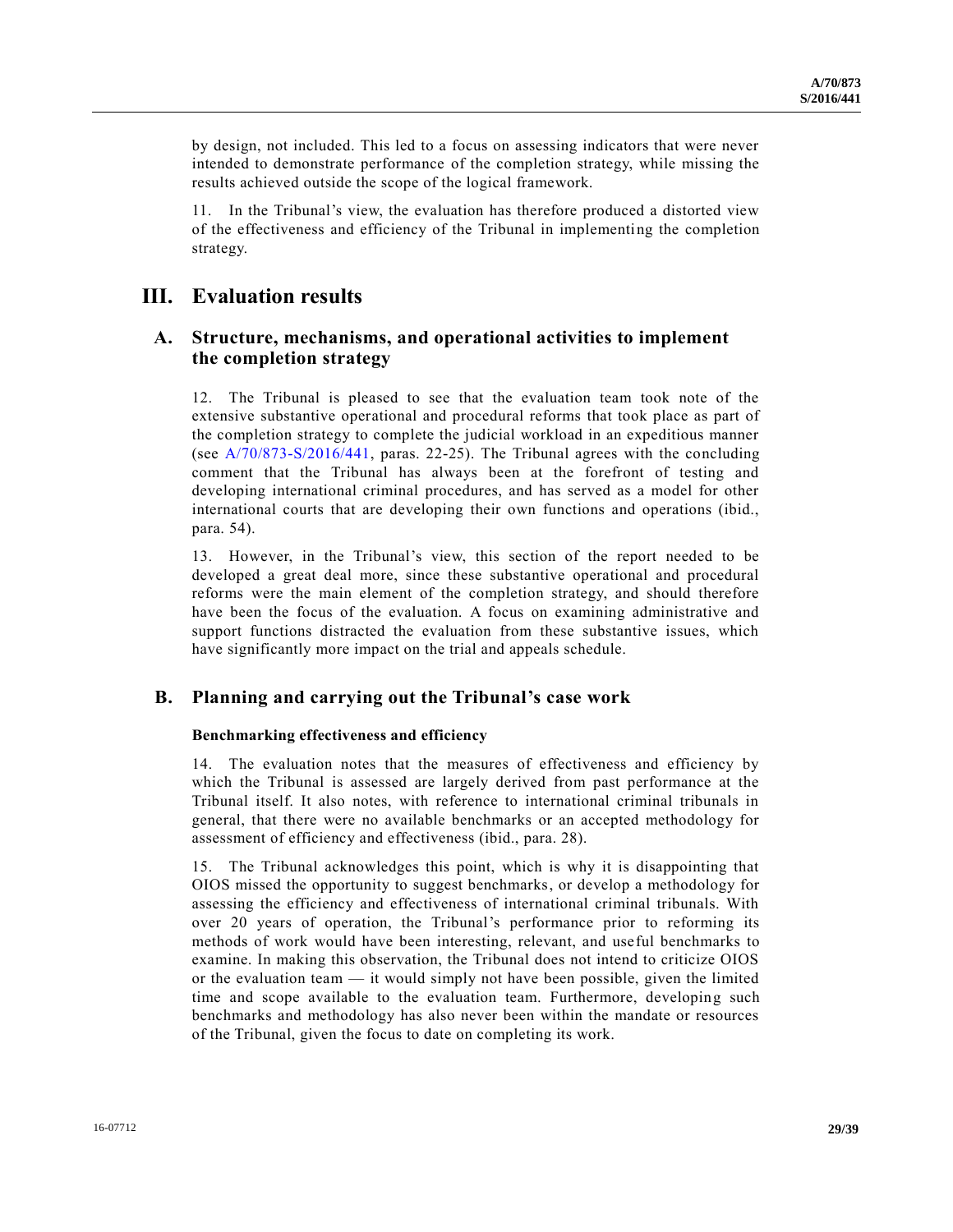by design, not included. This led to a focus on assessing indicators that were never intended to demonstrate performance of the completion strategy, while missing the results achieved outside the scope of the logical framework.

11. In the Tribunal's view, the evaluation has therefore produced a distorted view of the effectiveness and efficiency of the Tribunal in implementing the completion strategy.

# III. Evaluation results

## A. Structure, mechanisms, and operational activities to implement the completion strategy

12. The Tribunal is pleased to see that the evaluation team took note of the extensive substantive operational and procedural reforms that took place as part of the completion strategy to complete the judicial workload in an expeditious manner (see A/70/873-S/2016/441, paras. 22-25). The Tribunal agrees with the concluding comment that the Tribunal has always been at the forefront of testing and developing international criminal procedures, and has served as a model for other international courts that are developing their own functions and operations (ibid., para. 54).

13. However, in the Tribunal's view, this section of the report needed to be developed a great deal more, since these substantive operational and procedural reforms were the main element of the completion strategy, and should therefore have been the focus of the evaluation. A focus on examining administrative and support functions distracted the evaluation from these substantive issues, which have significantly more impact on the trial and appeals schedule.

## B. Planning and carrying out the Tribunal's case work

### Benchmarking effectiveness and efficiency

14. The evaluation notes that the measures of effectiveness and efficiency by which the Tribunal is assessed are largely derived from past performance at the Tribunal itself. It also notes, with reference to international criminal tribunals in general, that there were no available benchmarks or an accepted methodology for assessment of efficiency and effectiveness (ibid., para. 28).

15. The Tribunal acknowledges this point, which is why it is disappointing that OIOS missed the opportunity to suggest benchmarks, or develop a methodology for assessing the efficiency and effectiveness of international criminal tribunals. With over 20 years of operation, the Tribunal's performance prior to reforming its methods of work would have been interesting, relevant, and useful benchmarks to examine. In making this observation, the Tribunal does not intend to criticize OIOS or the evaluation team — it would simply not have been possible, given the limited time and scope available to the evaluation team. Furthermore, developing such benchmarks and methodology has also never been within the mandate or resources of the Tribunal, given the focus to date on completing its work.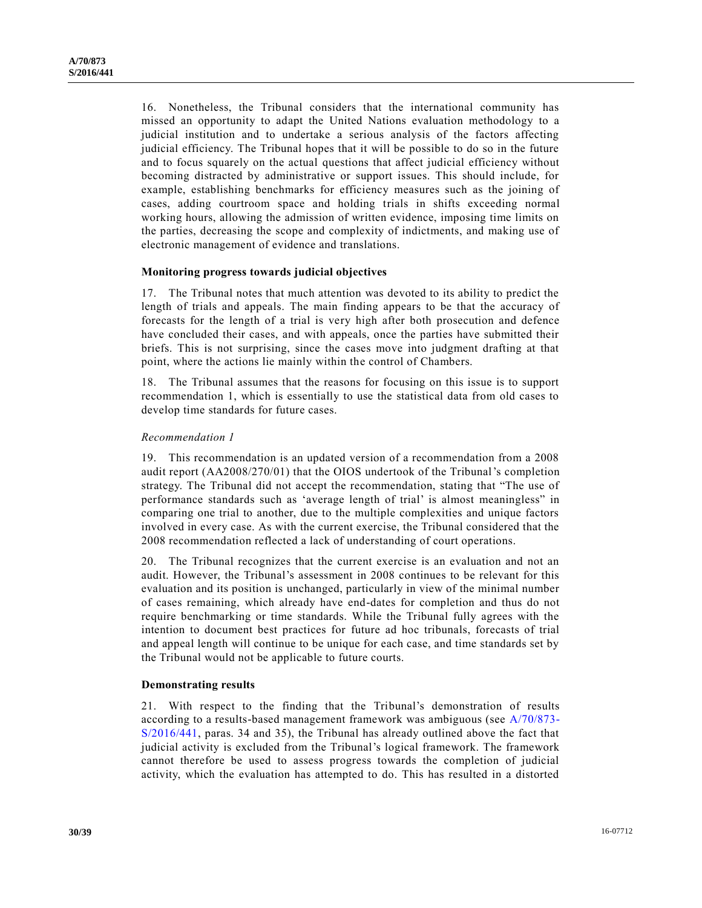16. Nonetheless, the Tribunal considers that the international community has missed an opportunity to adapt the United Nations evaluation methodology to a judicial institution and to undertake a serious analysis of the factors affecting judicial efficiency. The Tribunal hopes that it will be possible to do so in the future and to focus squarely on the actual questions that affect judicial efficiency without becoming distracted by administrative or support issues. This should include, for example, establishing benchmarks for efficiency measures such as the joining of cases, adding courtroom space and holding trials in shifts exceeding normal working hours, allowing the admission of written evidence, imposing time limits on the parties, decreasing the scope and complexity of indictments, and making use of electronic management of evidence and translations.

**Monitoring progress towards judicial objectives**

17. The Tribunal notes that much attention was devoted to its ability to predict the length of trials and appeals. The main finding appears to be that the accuracy of forecasts for the length of a trial is very high after both prosecution and defence have concluded their cases, and with appeals, once the parties have submitted their briefs. This is not surprising, since the cases move into judgment drafting at that point, where the actions lie mainly within the control of Chambers.

18. The Tribunal assumes that the reasons for focusing on this issue is to support recommendation 1, which is essentially to use the statistical data from old cases to develop time standards for future cases.

*Recommendation 1*

19. This recommendation is an updated version of a recommendation from a 2008 audit report (AA2008/270/01) that the OIOS undertook of the Tribunal's completion strategy. The Tribunal did not accept the recommendation, stating that "The use of performance standards such as 'average length of trial' is almost meaningless" in comparing one trial to another, due to the multiple complexities and unique factors involved in every case. As with the current exercise, the Tribunal considered that the 2008 recommendation reflected a lack of understanding of court operations.

20. The Tribunal recognizes that the current exercise is an evaluation and not an audit. However, the Tribunal's assessment in 2008 continues to be relevant for this evaluation and its position is unchanged, particularly in view of the minimal number of cases remaining, which already have end-dates for completion and thus do not require benchmarking or time standards. While the Tribunal fully agrees with the intention to document best practices for future ad hoc tribunals, forecasts of trial and appeal length will continue to be unique for each case, and time standards set by the Tribunal would not be applicable to future courts.

**Demonstrating results**

21. With respect to the finding that the Tribunal's demonstration of results according to a results-based management framework was ambiguous (see A/70/873-S/2016/441, paras. 34 and 35), the Tribunal has already outlined above the fact that judicial activity is excluded from the Tribunal's logical framework. The framework cannot therefore be used to assess progress towards the completion of judicial activity, which the evaluation has attempted to do. This has resulted in a distorted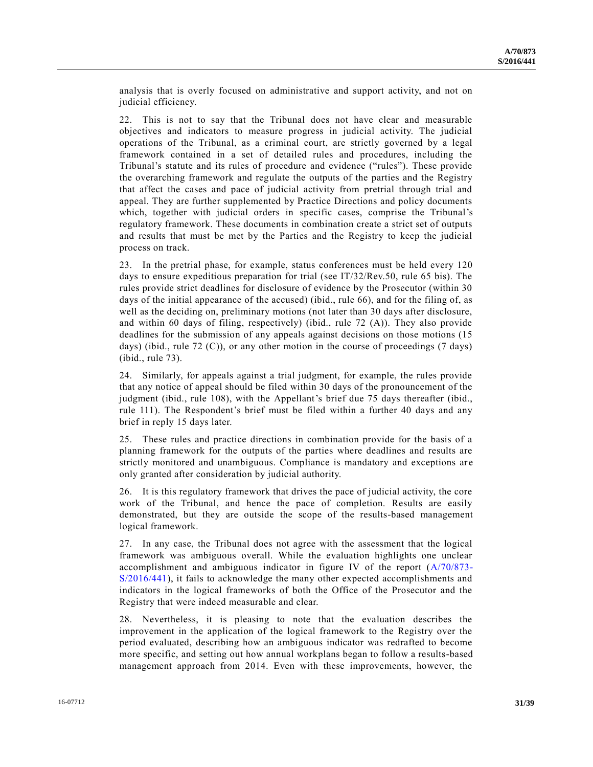analysis that is overly focused on administrative and support activity, and not on judicial efficiency.

22. This is not to say that the Tribunal does not have clear and measurable objectives and indicators to measure progress in judicial activity. The judicial operations of the Tribunal, as a criminal court, are strictly governed by a legal framework contained in a set of detailed rules and procedures, including the Tribunal's statute and its rules of procedure and evidence ("rules"). These provide the overarching framework and regulate the outputs of the parties and the Registry that affect the cases and pace of judicial activity from pretrial through trial and appeal. They are further supplemented by Practice Directions and policy documents which, together with judicial orders in specific cases, comprise the Tribunal's regulatory framework. These documents in combination create a strict set of outputs and results that must be met by the Parties and the Registry to keep the judicial process on track.

23. In the pretrial phase, for example, status conferences must be held every 120 days to ensure expeditious preparation for trial (see IT/32/Rev.50, rule 65 bis). The rules provide strict deadlines for disclosure of evidence by the Prosecutor (within 30 days of the initial appearance of the accused) (ibid., rule 66), and for the filing of, as well as the deciding on, preliminary motions (not later than 30 days after disclosure, and within 60 days of filing, respectively) (ibid., rule 72 (A)). They also provide deadlines for the submission of any appeals against decisions on those motions (15 days) (ibid., rule 72 (C)), or any other motion in the course of proceedings (7 days) (ibid., rule 73).

24. Similarly, for appeals against a trial judgment, for example, the rules provide that any notice of appeal should be filed within 30 days of the pronouncement of the judgment (ibid., rule 108), with the Appellant's brief due 75 days thereafter (ibid., rule 111). The Respondent's brief must be filed within a further 40 days and any brief in reply 15 days later.

25. These rules and practice directions in combination provide for the basis of a planning framework for the outputs of the parties where deadlines and results are strictly monitored and unambiguous. Compliance is mandatory and exceptions are only granted after consideration by judicial authority.

26. It is this regulatory framework that drives the pace of judicial activity, the core work of the Tribunal, and hence the pace of completion. Results are easily demonstrated, but they are outside the scope of the results-based management logical framework.

27. In any case, the Tribunal does not agree with the assessment that the logical framework was ambiguous overall. While the evaluation highlights one unclear accomplishment and ambiguous indicator in figure IV of the report (A/70/873-S/2016/441), it fails to acknowledge the many other expected accomplishments and indicators in the logical frameworks of both the Office of the Prosecutor and the Registry that were indeed measurable and clear.

28. Nevertheless, it is pleasing to note that the evaluation describes the improvement in the application of the logical framework to the Registry over the period evaluated, describing how an ambiguous indicator was redrafted to become more specific, and setting out how annual workplans began to follow a results-based management approach from 2014. Even with these improvements, however, the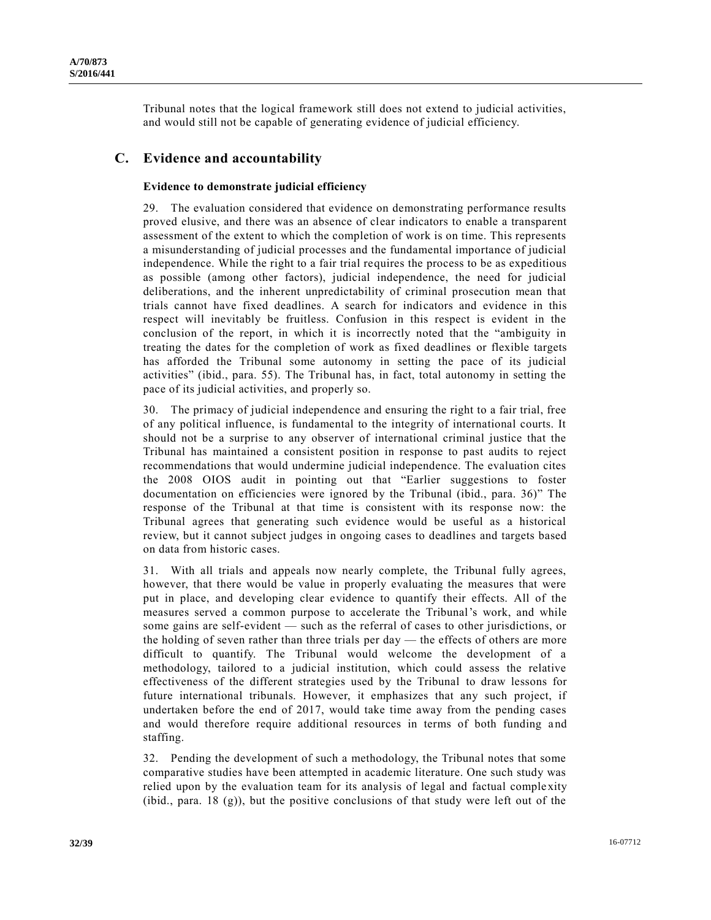Tribunal notes that the logical framework still does not extend to judicial activities, and would still not be capable of generating evidence of judicial efficiency.

## C. Evidence and accountability

### Evidence to demonstrate judicial efficiency

29. The evaluation considered that evidence on demonstrating performance results proved elusive, and there was an absence of clear indicators to enable a transparent assessment of the extent to which the completion of work is on time. This represents a misunderstanding of judicial processes and the fundamental importance of judicial independence. While the right to a fair trial requires the process to be as expeditious as possible (among other factors), judicial independence, the need for judicial deliberations, and the inherent unpredictability of criminal prosecution mean that trials cannot have fixed deadlines. A search for indicators and evidence in this respect will inevitably be fruitless. Confusion in this respect is evident in the conclusion of the report, in which it is incorrectly noted that the "ambiguity in treating the dates for the completion of work as fixed deadlines or flexible targets has afforded the Tribunal some autonomy in setting the pace of its judicial activities" (ibid., para. 55). The Tribunal has, in fact, total autonomy in setting the pace of its judicial activities, and properly so.

30. The primacy of judicial independence and ensuring the right to a fair trial, free of any political influence, is fundamental to the integrity of international courts. It should not be a surprise to any observer of international criminal justice that the Tribunal has maintained a consistent position in response to past audits to reject recommendations that would undermine judicial independence. The evaluation cites the 2008 OIOS audit in pointing out that "Earlier suggestions to foster documentation on efficiencies were ignored by the Tribunal (ibid., para. 36)" The response of the Tribunal at that time is consistent with its response now: the Tribunal agrees that generating such evidence would be useful as a historical review, but it cannot subject judges in ongoing cases to deadlines and targets based on data from historic cases.

31. With all trials and appeals now nearly complete, the Tribunal fully agrees, however, that there would be value in properly evaluating the measures that were put in place, and developing clear evidence to quantify their effects. All of the measures served a common purpose to accelerate the Tribunal's work, and while some gains are self-evident — such as the referral of cases to other jurisdictions, or the holding of seven rather than three trials per day — the effects of others are more difficult to quantify. The Tribunal would welcome the development of a methodology, tailored to a judicial institution, which could assess the relative effectiveness of the different strategies used by the Tribunal to draw lessons for future international tribunals. However, it emphasizes that any such project, if undertaken before the end of 2017, would take time away from the pending cases and would therefore require additional resources in terms of both funding and staffing.

32. Pending the development of such a methodology, the Tribunal notes that some comparative studies have been attempted in academic literature. One such study was relied upon by the evaluation team for its analysis of legal and factual complexity (ibid., para. 18 (g)), but the positive conclusions of that study were left out of the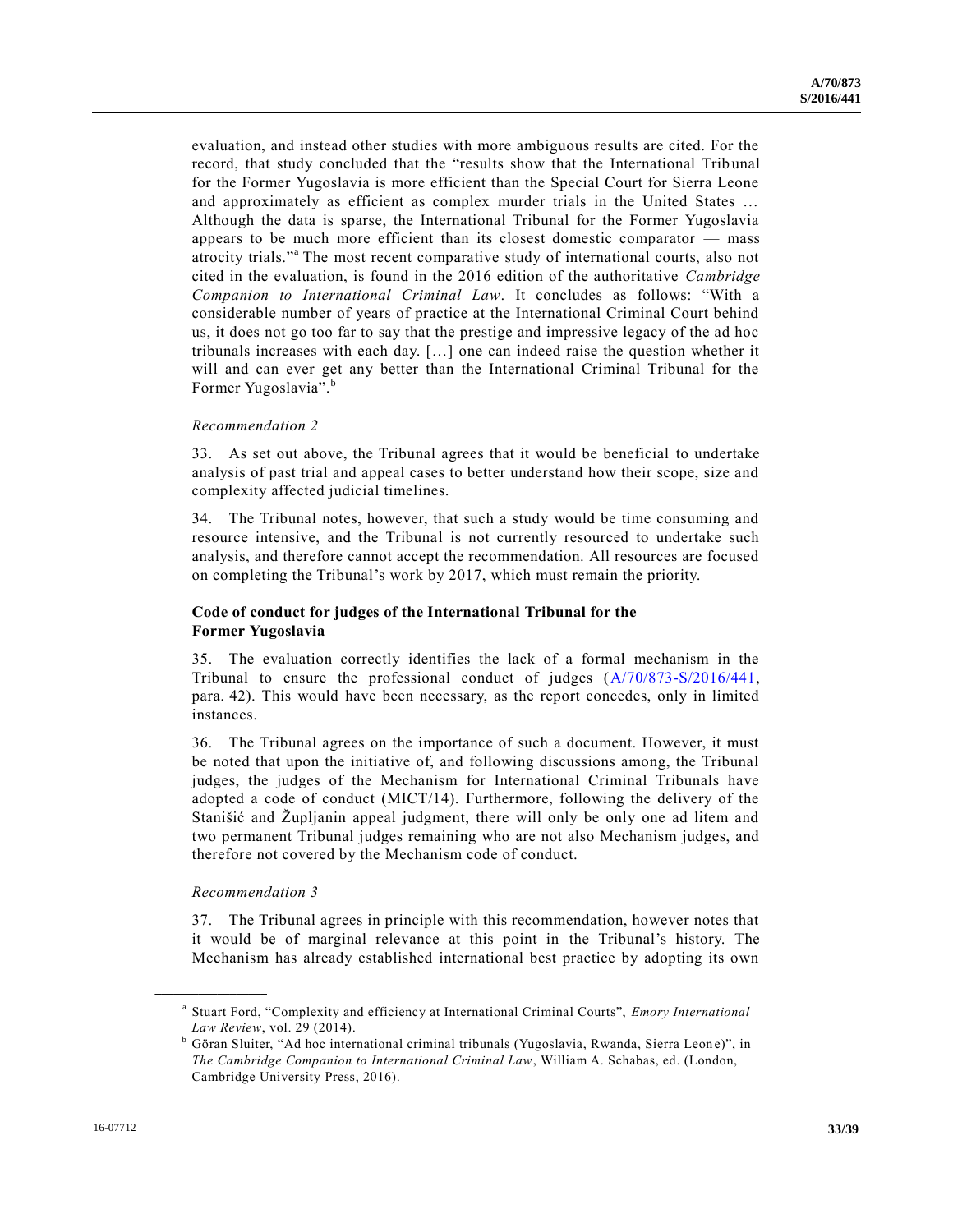evaluation, and instead other studies with more ambiguous results are cited. For the record, that study concluded that the "results show that the International Tribunal for the Former Yugoslavia is more efficient than the Special Court for Sierra Leone and approximately as efficient as complex murder trials in the United States … Although the data is sparse, the International Tribunal for the Former Yugoslavia appears to be much more efficient than its closest domestic comparator — mass atrocity trials."[a] The most recent comparative study of international courts, also not cited in the evaluation, is found in the 2016 edition of the authoritative *Cambridge Companion to International Criminal Law*. It concludes as follows: "With a considerable number of years of practice at the International Criminal Court behind us, it does not go too far to say that the prestige and impressive legacy of the ad hoc tribunals increases with each day. […] one can indeed raise the question whether it will and can ever get any better than the International Criminal Tribunal for the Former Yugoslavia".[b]

*Recommendation 2*

33. As set out above, the Tribunal agrees that it would be beneficial to undertake analysis of past trial and appeal cases to better understand how their scope, size and complexity affected judicial timelines.

34. The Tribunal notes, however, that such a study would be time consuming and resource intensive, and the Tribunal is not currently resourced to undertake such analysis, and therefore cannot accept the recommendation. All resources are focused on completing the Tribunal's work by 2017, which must remain the priority.

### Code of conduct for judges of the International Tribunal for the Former Yugoslavia

35. The evaluation correctly identifies the lack of a formal mechanism in the Tribunal to ensure the professional conduct of judges (A/70/873-S/2016/441, para. 42). This would have been necessary, as the report concedes, only in limited instances.

36. The Tribunal agrees on the importance of such a document. However, it must be noted that upon the initiative of, and following discussions among, the Tribunal judges, the judges of the Mechanism for International Criminal Tribunals have adopted a code of conduct (MICT/14). Furthermore, following the delivery of the Stanišić and Župljanin appeal judgment, there will only be only one ad litem and two permanent Tribunal judges remaining who are not also Mechanism judges, and therefore not covered by the Mechanism code of conduct.

*Recommendation 3*

37. The Tribunal agrees in principle with this recommendation, however notes that it would be of marginal relevance at this point in the Tribunal's history. The Mechanism has already established international best practice by adopting its own

---

[a] Stuart Ford, "Complexity and efficiency at International Criminal Courts", *Emory International Law Review*, vol. 29 (2014).

[b] Göran Sluiter, "Ad hoc international criminal tribunals (Yugoslavia, Rwanda, Sierra Leone)", in *The Cambridge Companion to International Criminal Law*, William A. Schabas, ed. (London, Cambridge University Press, 2016).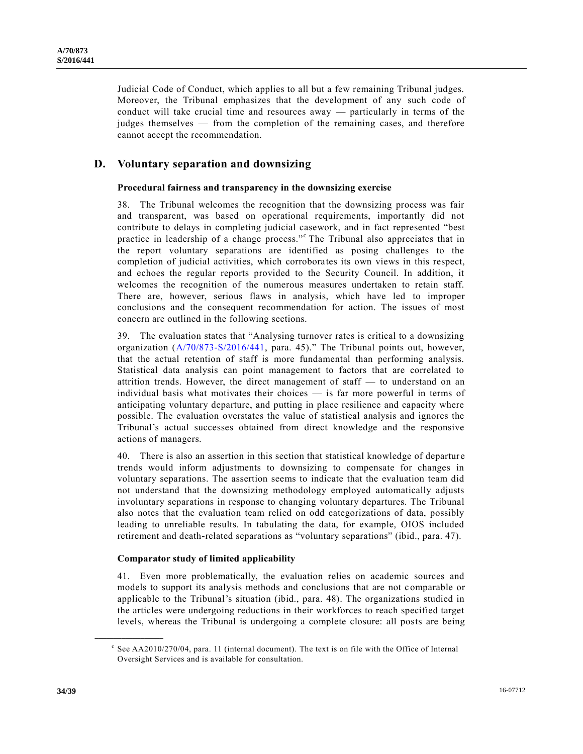Judicial Code of Conduct, which applies to all but a few remaining Tribunal judges. Moreover, the Tribunal emphasizes that the development of any such code of conduct will take crucial time and resources away — particularly in terms of the judges themselves — from the completion of the remaining cases, and therefore cannot accept the recommendation.

## D. Voluntary separation and downsizing

### Procedural fairness and transparency in the downsizing exercise

38. The Tribunal welcomes the recognition that the downsizing process was fair and transparent, was based on operational requirements, importantly did not contribute to delays in completing judicial casework, and in fact represented "best practice in leadership of a change process."[c] The Tribunal also appreciates that in the report voluntary separations are identified as posing challenges to the completion of judicial activities, which corroborates its own views in this respect, and echoes the regular reports provided to the Security Council. In addition, it welcomes the recognition of the numerous measures undertaken to retain staff. There are, however, serious flaws in analysis, which have led to improper conclusions and the consequent recommendation for action. The issues of most concern are outlined in the following sections.

39. The evaluation states that "Analysing turnover rates is critical to a downsizing organization (A/70/873-S/2016/441, para. 45)." The Tribunal points out, however, that the actual retention of staff is more fundamental than performing analysis. Statistical data analysis can point management to factors that are correlated to attrition trends. However, the direct management of staff — to understand on an individual basis what motivates their choices — is far more powerful in terms of anticipating voluntary departure, and putting in place resilience and capacity where possible. The evaluation overstates the value of statistical analysis and ignores the Tribunal's actual successes obtained from direct knowledge and the responsive actions of managers.

40. There is also an assertion in this section that statistical knowledge of departure trends would inform adjustments to downsizing to compensate for changes in voluntary separations. The assertion seems to indicate that the evaluation team did not understand that the downsizing methodology employed automatically adjusts involuntary separations in response to changing voluntary departures. The Tribunal also notes that the evaluation team relied on odd categorizations of data, possibly leading to unreliable results. In tabulating the data, for example, OIOS included retirement and death-related separations as "voluntary separations" (ibid., para. 47).

### Comparator study of limited applicability

41. Even more problematically, the evaluation relies on academic sources and models to support its analysis methods and conclusions that are not comparable or applicable to the Tribunal's situation (ibid., para. 48). The organizations studied in the articles were undergoing reductions in their workforces to reach specified target levels, whereas the Tribunal is undergoing a complete closure: all posts are being

---

[c] See AA2010/270/04, para. 11 (internal document). The text is on file with the Office of Internal Oversight Services and is available for consultation.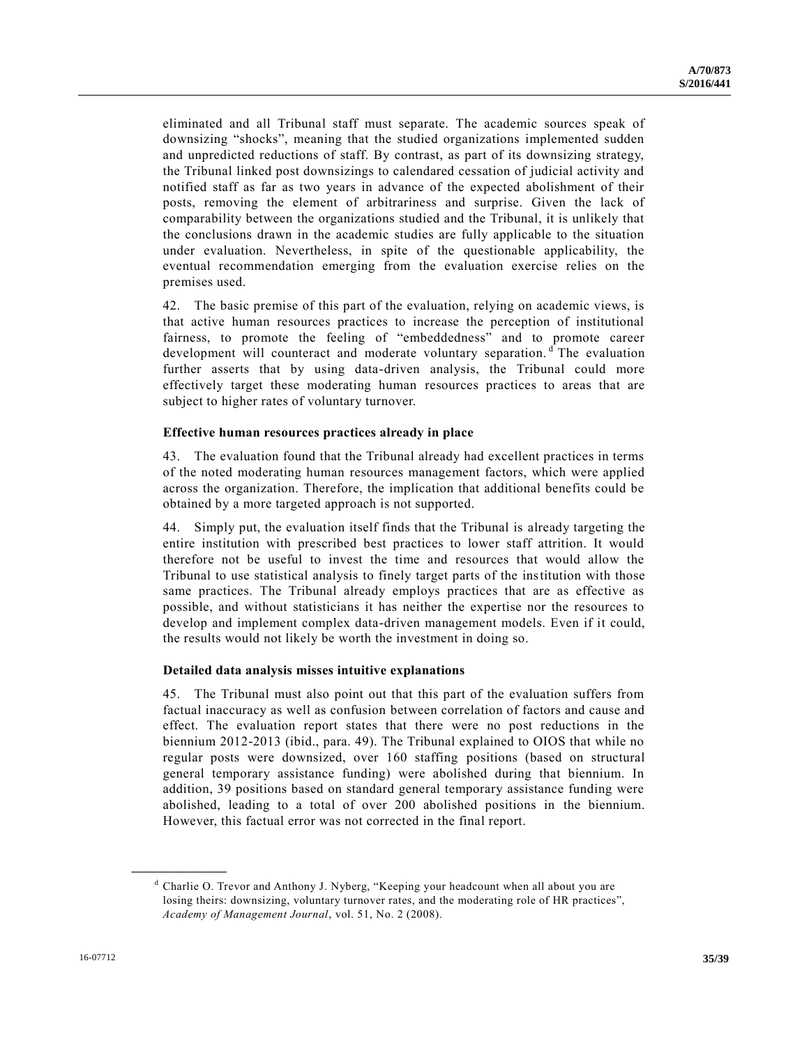eliminated and all Tribunal staff must separate. The academic sources speak of downsizing "shocks", meaning that the studied organizations implemented sudden and unpredicted reductions of staff. By contrast, as part of its downsizing strategy, the Tribunal linked post downsizings to calendared cessation of judicial activity and notified staff as far as two years in advance of the expected abolishment of their posts, removing the element of arbitrariness and surprise. Given the lack of comparability between the organizations studied and the Tribunal, it is unlikely that the conclusions drawn in the academic studies are fully applicable to the situation under evaluation. Nevertheless, in spite of the questionable applicability, the eventual recommendation emerging from the evaluation exercise relies on the premises used.

42. The basic premise of this part of the evaluation, relying on academic views, is that active human resources practices to increase the perception of institutional fairness, to promote the feeling of "embeddedness" and to promote career development will counteract and moderate voluntary separation.[d] The evaluation further asserts that by using data-driven analysis, the Tribunal could more effectively target these moderating human resources practices to areas that are subject to higher rates of voluntary turnover.

**Effective human resources practices already in place**

43. The evaluation found that the Tribunal already had excellent practices in terms of the noted moderating human resources management factors, which were applied across the organization. Therefore, the implication that additional benefits could be obtained by a more targeted approach is not supported.

44. Simply put, the evaluation itself finds that the Tribunal is already targeting the entire institution with prescribed best practices to lower staff attrition. It would therefore not be useful to invest the time and resources that would allow the Tribunal to use statistical analysis to finely target parts of the institution with those same practices. The Tribunal already employs practices that are as effective as possible, and without statisticians it has neither the expertise nor the resources to develop and implement complex data-driven management models. Even if it could, the results would not likely be worth the investment in doing so.

**Detailed data analysis misses intuitive explanations**

45. The Tribunal must also point out that this part of the evaluation suffers from factual inaccuracy as well as confusion between correlation of factors and cause and effect. The evaluation report states that there were no post reductions in the biennium 2012-2013 (ibid., para. 49). The Tribunal explained to OIOS that while no regular posts were downsized, over 160 staffing positions (based on structural general temporary assistance funding) were abolished during that biennium. In addition, 39 positions based on standard general temporary assistance funding were abolished, leading to a total of over 200 abolished positions in the biennium. However, this factual error was not corrected in the final report.

---

[d] Charlie O. Trevor and Anthony J. Nyberg, "Keeping your headcount when all about you are losing theirs: downsizing, voluntary turnover rates, and the moderating role of HR practices", *Academy of Management Journal*, vol. 51, No. 2 (2008).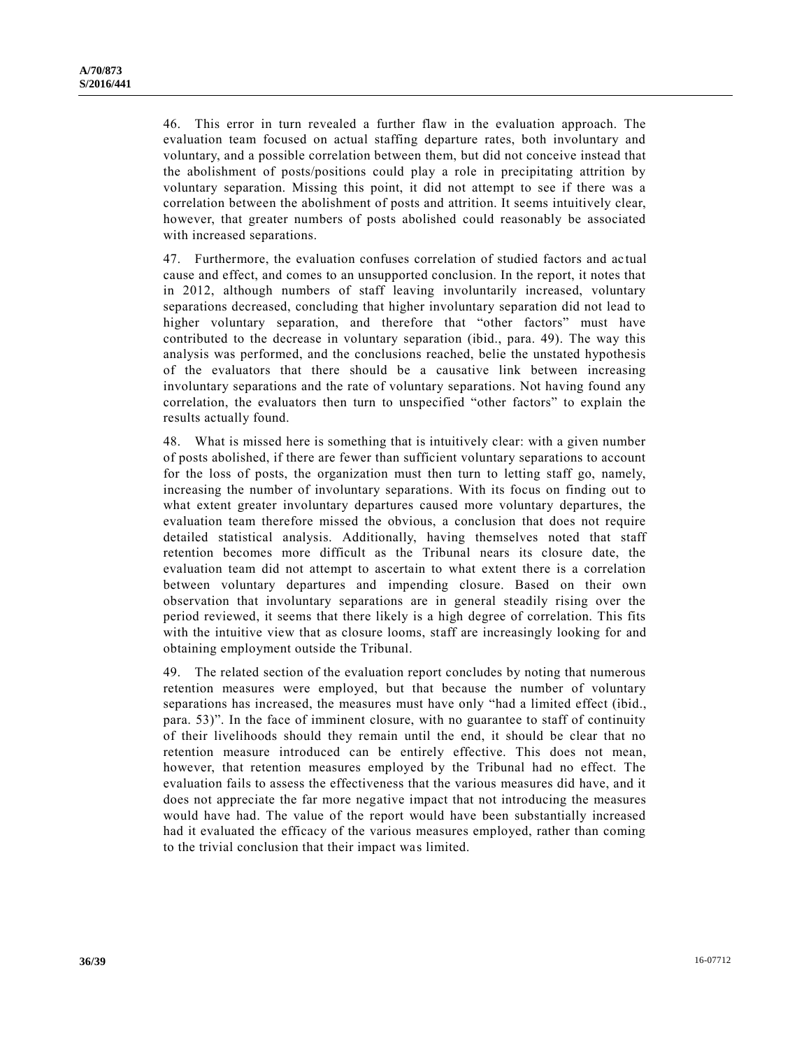46. This error in turn revealed a further flaw in the evaluation approach. The evaluation team focused on actual staffing departure rates, both involuntary and voluntary, and a possible correlation between them, but did not conceive instead that the abolishment of posts/positions could play a role in precipitating attrition by voluntary separation. Missing this point, it did not attempt to see if there was a correlation between the abolishment of posts and attrition. It seems intuitively clear, however, that greater numbers of posts abolished could reasonably be associated with increased separations.

47. Furthermore, the evaluation confuses correlation of studied factors and actual cause and effect, and comes to an unsupported conclusion. In the report, it notes that in 2012, although numbers of staff leaving involuntarily increased, voluntary separations decreased, concluding that higher involuntary separation did not lead to higher voluntary separation, and therefore that "other factors" must have contributed to the decrease in voluntary separation (ibid., para. 49). The way this analysis was performed, and the conclusions reached, belie the unstated hypothesis of the evaluators that there should be a causative link between increasing involuntary separations and the rate of voluntary separations. Not having found any correlation, the evaluators then turn to unspecified "other factors" to explain the results actually found.

48. What is missed here is something that is intuitively clear: with a given number of posts abolished, if there are fewer than sufficient voluntary separations to account for the loss of posts, the organization must then turn to letting staff go, namely, increasing the number of involuntary separations. With its focus on finding out to what extent greater involuntary departures caused more voluntary departures, the evaluation team therefore missed the obvious, a conclusion that does not require detailed statistical analysis. Additionally, having themselves noted that staff retention becomes more difficult as the Tribunal nears its closure date, the evaluation team did not attempt to ascertain to what extent there is a correlation between voluntary departures and impending closure. Based on their own observation that involuntary separations are in general steadily rising over the period reviewed, it seems that there likely is a high degree of correlation. This fits with the intuitive view that as closure looms, staff are increasingly looking for and obtaining employment outside the Tribunal.

49. The related section of the evaluation report concludes by noting that numerous retention measures were employed, but that because the number of voluntary separations has increased, the measures must have only "had a limited effect (ibid., para. 53)". In the face of imminent closure, with no guarantee to staff of continuity of their livelihoods should they remain until the end, it should be clear that no retention measure introduced can be entirely effective. This does not mean, however, that retention measures employed by the Tribunal had no effect. The evaluation fails to assess the effectiveness that the various measures did have, and it does not appreciate the far more negative impact that not introducing the measures would have had. The value of the report would have been substantially increased had it evaluated the efficacy of the various measures employed, rather than coming to the trivial conclusion that their impact was limited.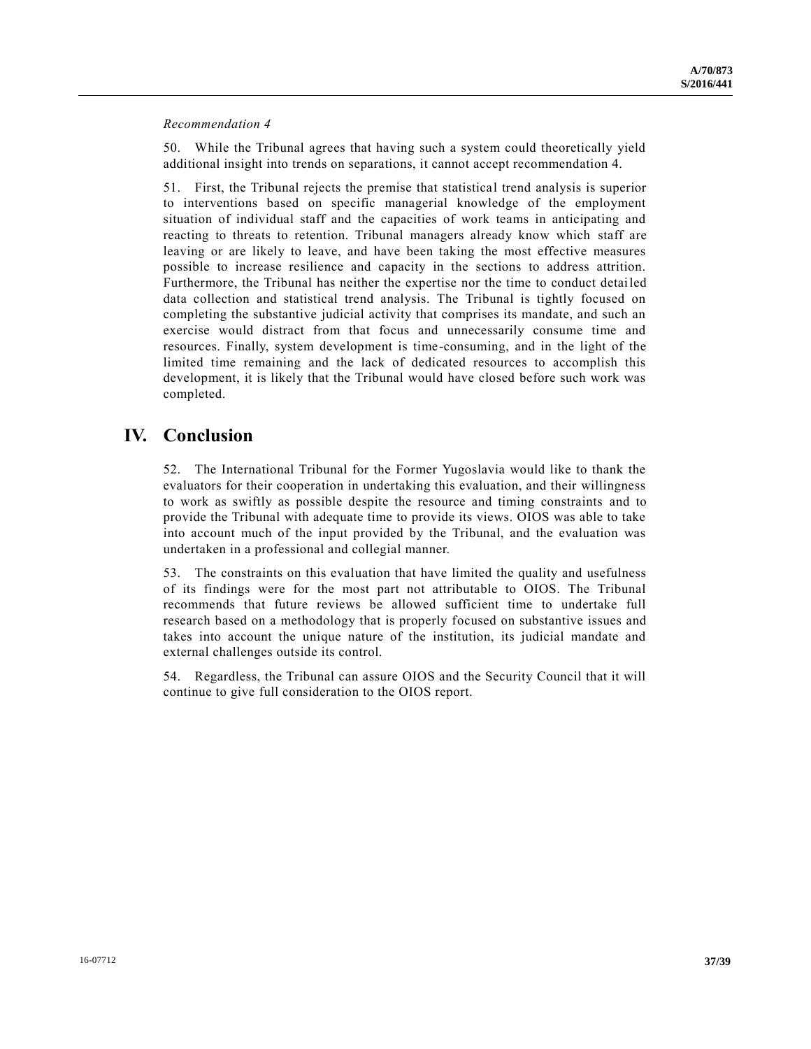*Recommendation 4*

50. While the Tribunal agrees that having such a system could theoretically yield additional insight into trends on separations, it cannot accept recommendation 4.

51. First, the Tribunal rejects the premise that statistical trend analysis is superior to interventions based on specific managerial knowledge of the employment situation of individual staff and the capacities of work teams in anticipating and reacting to threats to retention. Tribunal managers already know which staff are leaving or are likely to leave, and have been taking the most effective measures possible to increase resilience and capacity in the sections to address attrition. Furthermore, the Tribunal has neither the expertise nor the time to conduct detailed data collection and statistical trend analysis. The Tribunal is tightly focused on completing the substantive judicial activity that comprises its mandate, and such an exercise would distract from that focus and unnecessarily consume time and resources. Finally, system development is time-consuming, and in the light of the limited time remaining and the lack of dedicated resources to accomplish this development, it is likely that the Tribunal would have closed before such work was completed.

# IV. Conclusion

52. The International Tribunal for the Former Yugoslavia would like to thank the evaluators for their cooperation in undertaking this evaluation, and their willingness to work as swiftly as possible despite the resource and timing constraints and to provide the Tribunal with adequate time to provide its views. OIOS was able to take into account much of the input provided by the Tribunal, and the evaluation was undertaken in a professional and collegial manner.

53. The constraints on this evaluation that have limited the quality and usefulness of its findings were for the most part not attributable to OIOS. The Tribunal recommends that future reviews be allowed sufficient time to undertake full research based on a methodology that is properly focused on substantive issues and takes into account the unique nature of the institution, its judicial mandate and external challenges outside its control.

54. Regardless, the Tribunal can assure OIOS and the Security Council that it will continue to give full consideration to the OIOS report.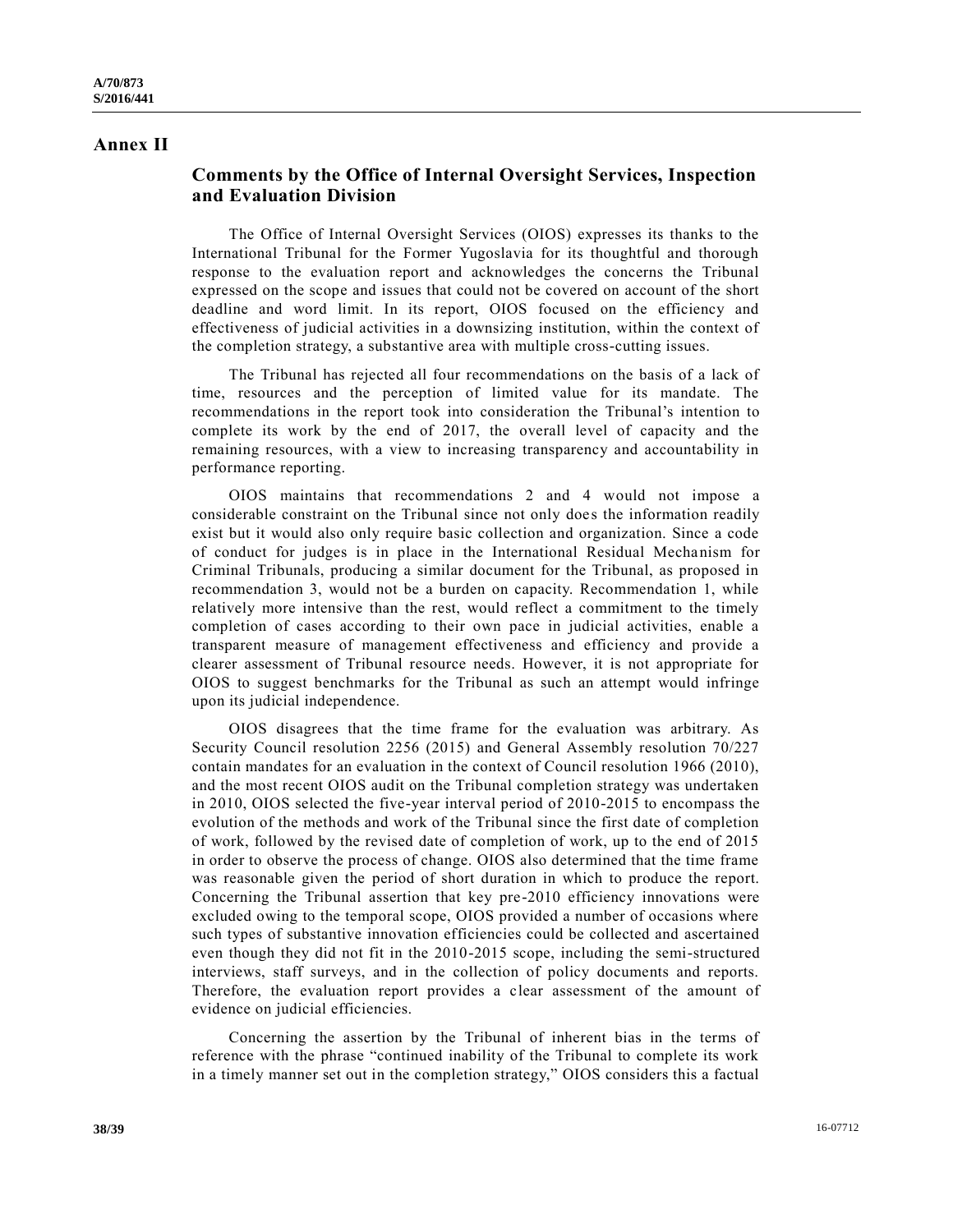# Annex II

## Comments by the Office of Internal Oversight Services, Inspection and Evaluation Division

The Office of Internal Oversight Services (OIOS) expresses its thanks to the International Tribunal for the Former Yugoslavia for its thoughtful and thorough response to the evaluation report and acknowledges the concerns the Tribunal expressed on the scope and issues that could not be covered on account of the short deadline and word limit. In its report, OIOS focused on the efficiency and effectiveness of judicial activities in a downsizing institution, within the context of the completion strategy, a substantive area with multiple cross-cutting issues.

The Tribunal has rejected all four recommendations on the basis of a lack of time, resources and the perception of limited value for its mandate. The recommendations in the report took into consideration the Tribunal's intention to complete its work by the end of 2017, the overall level of capacity and the remaining resources, with a view to increasing transparency and accountability in performance reporting.

OIOS maintains that recommendations 2 and 4 would not impose a considerable constraint on the Tribunal since not only does the information readily exist but it would also only require basic collection and organization. Since a code of conduct for judges is in place in the International Residual Mechanism for Criminal Tribunals, producing a similar document for the Tribunal, as proposed in recommendation 3, would not be a burden on capacity. Recommendation 1, while relatively more intensive than the rest, would reflect a commitment to the timely completion of cases according to their own pace in judicial activities, enable a transparent measure of management effectiveness and efficiency and provide a clearer assessment of Tribunal resource needs. However, it is not appropriate for OIOS to suggest benchmarks for the Tribunal as such an attempt would infringe upon its judicial independence.

OIOS disagrees that the time frame for the evaluation was arbitrary. As Security Council resolution 2256 (2015) and General Assembly resolution 70/227 contain mandates for an evaluation in the context of Council resolution 1966 (2010), and the most recent OIOS audit on the Tribunal completion strategy was undertaken in 2010, OIOS selected the five-year interval period of 2010-2015 to encompass the evolution of the methods and work of the Tribunal since the first date of completion of work, followed by the revised date of completion of work, up to the end of 2015 in order to observe the process of change. OIOS also determined that the time frame was reasonable given the period of short duration in which to produce the report. Concerning the Tribunal assertion that key pre-2010 efficiency innovations were excluded owing to the temporal scope, OIOS provided a number of occasions where such types of substantive innovation efficiencies could be collected and ascertained even though they did not fit in the 2010-2015 scope, including the semi-structured interviews, staff surveys, and in the collection of policy documents and reports. Therefore, the evaluation report provides a clear assessment of the amount of evidence on judicial efficiencies.

Concerning the assertion by the Tribunal of inherent bias in the terms of reference with the phrase "continued inability of the Tribunal to complete its work in a timely manner set out in the completion strategy," OIOS considers this a factual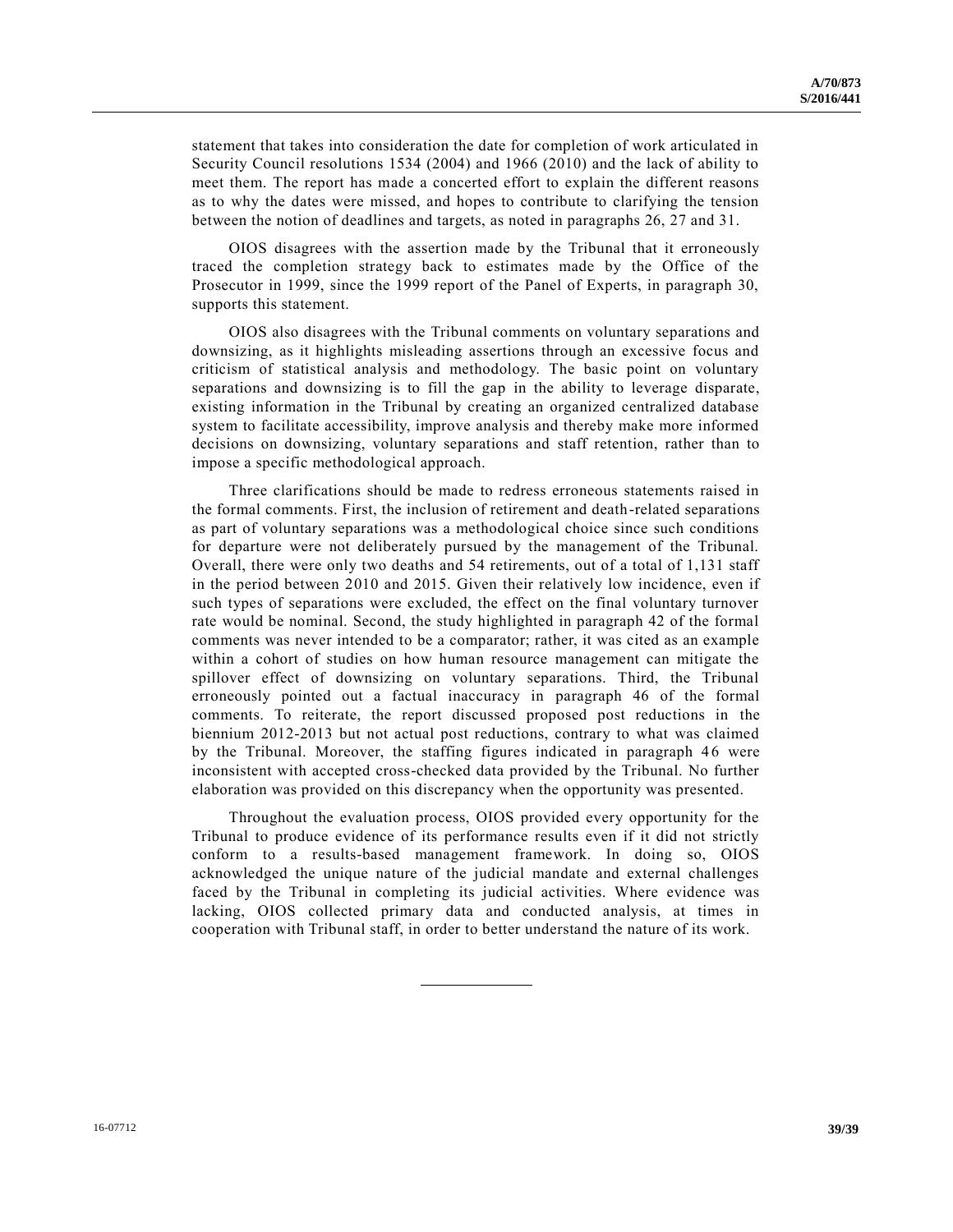statement that takes into consideration the date for completion of work articulated in Security Council resolutions 1534 (2004) and 1966 (2010) and the lack of ability to meet them. The report has made a concerted effort to explain the different reasons as to why the dates were missed, and hopes to contribute to clarifying the tension between the notion of deadlines and targets, as noted in paragraphs 26, 27 and 31.

OIOS disagrees with the assertion made by the Tribunal that it erroneously traced the completion strategy back to estimates made by the Office of the Prosecutor in 1999, since the 1999 report of the Panel of Experts, in paragraph 30, supports this statement.

OIOS also disagrees with the Tribunal comments on voluntary separations and downsizing, as it highlights misleading assertions through an excessive focus and criticism of statistical analysis and methodology. The basic point on voluntary separations and downsizing is to fill the gap in the ability to leverage disparate, existing information in the Tribunal by creating an organized centralized database system to facilitate accessibility, improve analysis and thereby make more informed decisions on downsizing, voluntary separations and staff retention, rather than to impose a specific methodological approach.

Three clarifications should be made to redress erroneous statements raised in the formal comments. First, the inclusion of retirement and death-related separations as part of voluntary separations was a methodological choice since such conditions for departure were not deliberately pursued by the management of the Tribunal. Overall, there were only two deaths and 54 retirements, out of a total of 1,131 staff in the period between 2010 and 2015. Given their relatively low incidence, even if such types of separations were excluded, the effect on the final voluntary turnover rate would be nominal. Second, the study highlighted in paragraph 42 of the formal comments was never intended to be a comparator; rather, it was cited as an example within a cohort of studies on how human resource management can mitigate the spillover effect of downsizing on voluntary separations. Third, the Tribunal erroneously pointed out a factual inaccuracy in paragraph 46 of the formal comments. To reiterate, the report discussed proposed post reductions in the biennium 2012-2013 but not actual post reductions, contrary to what was claimed by the Tribunal. Moreover, the staffing figures indicated in paragraph 46 were inconsistent with accepted cross-checked data provided by the Tribunal. No further elaboration was provided on this discrepancy when the opportunity was presented.

Throughout the evaluation process, OIOS provided every opportunity for the Tribunal to produce evidence of its performance results even if it did not strictly conform to a results-based management framework. In doing so, OIOS acknowledged the unique nature of the judicial mandate and external challenges faced by the Tribunal in completing its judicial activities. Where evidence was lacking, OIOS collected primary data and conducted analysis, at times in cooperation with Tribunal staff, in order to better understand the nature of its work.